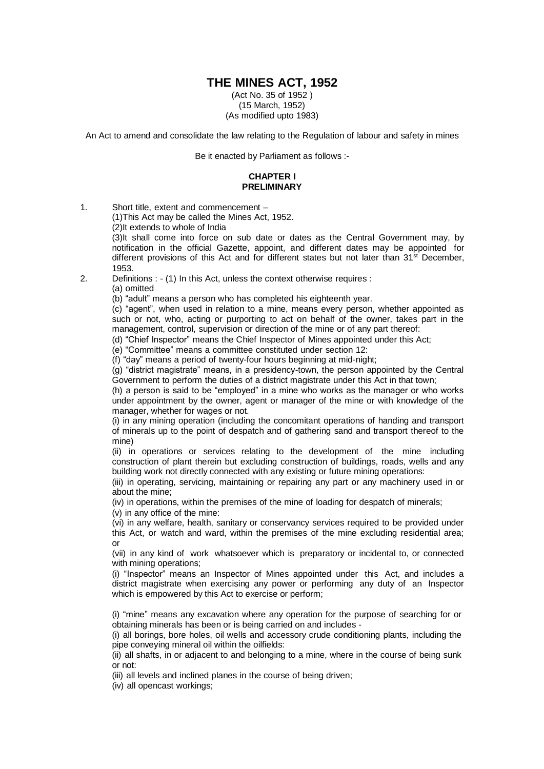# THE MINES ACT, 1952

(Act No. 35 of 1952 )
(15 March, 1952)
(As modified upto 1983)

An Act to amend and consolidate the law relating to the Regulation of labour and safety in mines

Be it enacted by Parliament as follows :-

## CHAPTER I
## PRELIMINARY

1. Short title, extent and commencement –

   (1)This Act may be called the Mines Act, 1952.

   (2)It extends to whole of India

   (3)It shall come into force on sub date or dates as the Central Government may, by notification in the official Gazette, appoint, and different dates may be appointed for different provisions of this Act and for different states but not later than 31st December, 1953.

2. Definitions : - (1) In this Act, unless the context otherwise requires :

   (a) omitted

   (b) "adult" means a person who has completed his eighteenth year.

   (c) "agent", when used in relation to a mine, means every person, whether appointed as such or not, who, acting or purporting to act on behalf of the owner, takes part in the management, control, supervision or direction of the mine or of any part thereof:

   (d) "Chief Inspector" means the Chief Inspector of Mines appointed under this Act;

   (e) "Committee" means a committee constituted under section 12:

   (f) "day" means a period of twenty-four hours beginning at mid-night;

   (g) "district magistrate" means, in a presidency-town, the person appointed by the Central Government to perform the duties of a district magistrate under this Act in that town;

   (h) a person is said to be "employed" in a mine who works as the manager or who works under appointment by the owner, agent or manager of the mine or with knowledge of the manager, whether for wages or not.

   (i) in any mining operation (including the concomitant operations of handing and transport of minerals up to the point of despatch and of gathering sand and transport thereof to the mine)

   (ii) in operations or services relating to the development of the mine including construction of plant therein but excluding construction of buildings, roads, wells and any building work not directly connected with any existing or future mining operations:

   (iii) in operating, servicing, maintaining or repairing any part or any machinery used in or about the mine;

   (iv) in operations, within the premises of the mine of loading for despatch of minerals;

   (v) in any office of the mine:

   (vi) in any welfare, health, sanitary or conservancy services required to be provided under this Act, or watch and ward, within the premises of the mine excluding residential area; or

   (vii) in any kind of work whatsoever which is preparatory or incidental to, or connected with mining operations;

   (i) "Inspector" means an Inspector of Mines appointed under this Act, and includes a district magistrate when exercising any power or performing any duty of an Inspector which is empowered by this Act to exercise or perform;

   (i) "mine" means any excavation where any operation for the purpose of searching for or obtaining minerals has been or is being carried on and includes -

   (i) all borings, bore holes, oil wells and accessory crude conditioning plants, including the pipe conveying mineral oil within the oilfields:

   (ii) all shafts, in or adjacent to and belonging to a mine, where in the course of being sunk or not:

   (iii) all levels and inclined planes in the course of being driven;

   (iv) all opencast workings;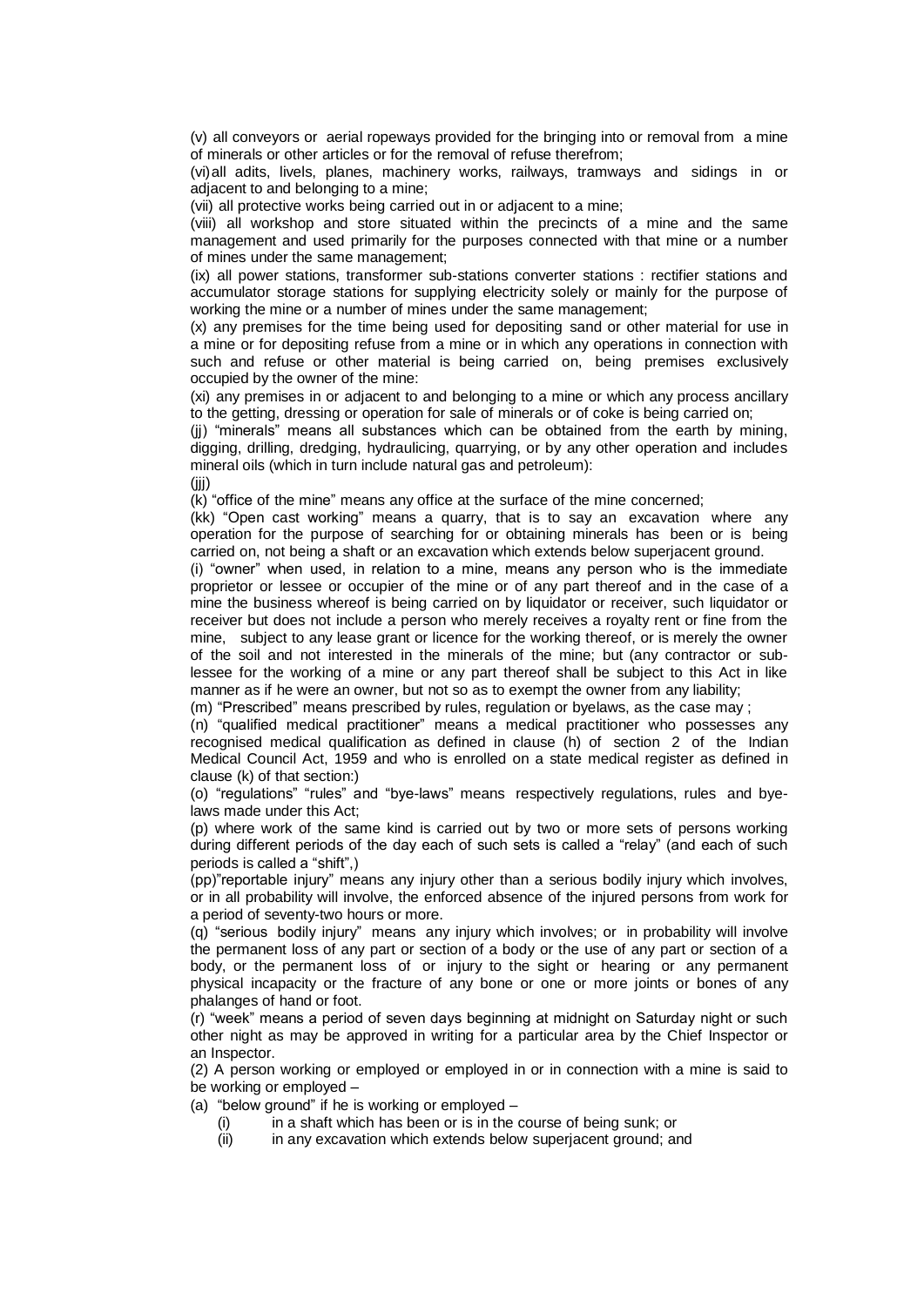(v) all conveyors or aerial ropeways provided for the bringing into or removal from a mine of minerals or other articles or for the removal of refuse therefrom;

(vi) all adits, livels, planes, machinery works, railways, tramways and sidings in or adjacent to and belonging to a mine;

(vii) all protective works being carried out in or adjacent to a mine;

(viii) all workshop and store situated within the precincts of a mine and the same management and used primarily for the purposes connected with that mine or a number of mines under the same management;

(ix) all power stations, transformer sub-stations converter stations : rectifier stations and accumulator storage stations for supplying electricity solely or mainly for the purpose of working the mine or a number of mines under the same management;

(x) any premises for the time being used for depositing sand or other material for use in a mine or for depositing refuse from a mine or in which any operations in connection with such and refuse or other material is being carried on, being premises exclusively occupied by the owner of the mine:

(xi) any premises in or adjacent to and belonging to a mine or which any process ancillary to the getting, dressing or operation for sale of minerals or of coke is being carried on;

(jj) "minerals" means all substances which can be obtained from the earth by mining, digging, drilling, dredging, hydraulicing, quarrying, or by any other operation and includes mineral oils (which in turn include natural gas and petroleum):

(jjj)

(k) "office of the mine" means any office at the surface of the mine concerned;

(kk) "Open cast working" means a quarry, that is to say an excavation where any operation for the purpose of searching for or obtaining minerals has been or is being carried on, not being a shaft or an excavation which extends below superjacent ground.

(i) "owner" when used, in relation to a mine, means any person who is the immediate proprietor or lessee or occupier of the mine or of any part thereof and in the case of a mine the business whereof is being carried on by liquidator or receiver, such liquidator or receiver but does not include a person who merely receives a royalty rent or fine from the mine, subject to any lease grant or licence for the working thereof, or is merely the owner of the soil and not interested in the minerals of the mine; but (any contractor or sub-lessee for the working of a mine or any part thereof shall be subject to this Act in like manner as if he were an owner, but not so as to exempt the owner from any liability;

(m) "Prescribed" means prescribed by rules, regulation or byelaws, as the case may ;

(n) "qualified medical practitioner" means a medical practitioner who possesses any recognised medical qualification as defined in clause (h) of section 2 of the Indian Medical Council Act, 1959 and who is enrolled on a state medical register as defined in clause (k) of that section:)

(o) "regulations" "rules" and "bye-laws" means respectively regulations, rules and bye-laws made under this Act;

(p) where work of the same kind is carried out by two or more sets of persons working during different periods of the day each of such sets is called a "relay" (and each of such periods is called a "shift",)

(pp)"reportable injury" means any injury other than a serious bodily injury which involves, or in all probability will involve, the enforced absence of the injured persons from work for a period of seventy-two hours or more.

(q) "serious bodily injury" means any injury which involves; or in probability will involve the permanent loss of any part or section of a body or the use of any part or section of a body, or the permanent loss of or injury to the sight or hearing or any permanent physical incapacity or the fracture of any bone or one or more joints or bones of any phalanges of hand or foot.

(r) "week" means a period of seven days beginning at midnight on Saturday night or such other night as may be approved in writing for a particular area by the Chief Inspector or an Inspector.

(2) A person working or employed or employed in or in connection with a mine is said to be working or employed –

(a) "below ground" if he is working or employed –

  (i) in a shaft which has been or is in the course of being sunk; or

  (ii) in any excavation which extends below superjacent ground; and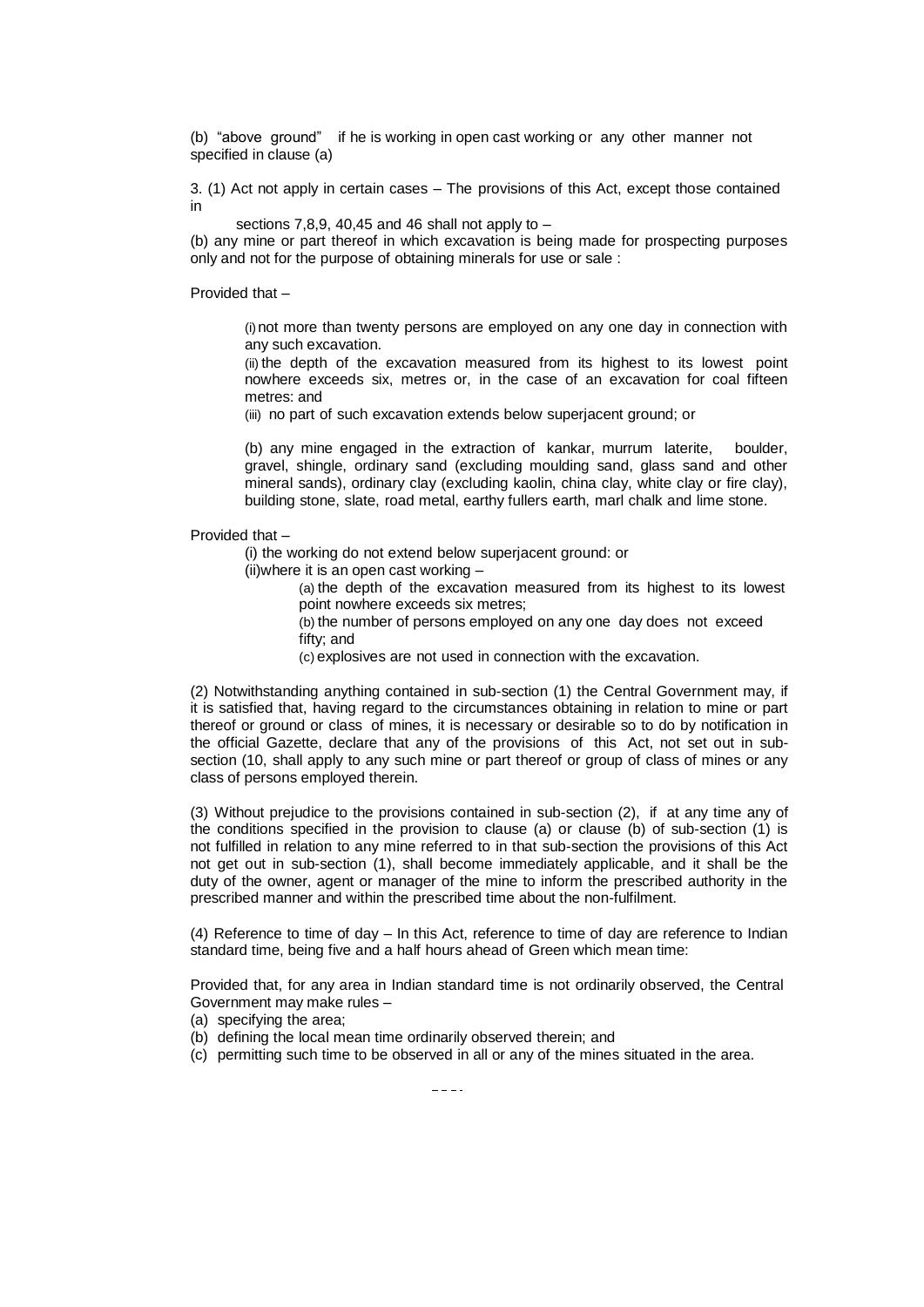(b) "above ground" if he is working in open cast working or any other manner not specified in clause (a)

3. (1) Act not apply in certain cases – The provisions of this Act, except those contained in

sections 7,8,9, 40,45 and 46 shall not apply to –

(b) any mine or part thereof in which excavation is being made for prospecting purposes only and not for the purpose of obtaining minerals for use or sale :

Provided that –

(i) not more than twenty persons are employed on any one day in connection with any such excavation.

(ii) the depth of the excavation measured from its highest to its lowest point nowhere exceeds six, metres or, in the case of an excavation for coal fifteen metres: and

(iii) no part of such excavation extends below superjacent ground; or

(b) any mine engaged in the extraction of kankar, murrum laterite, boulder, gravel, shingle, ordinary sand (excluding moulding sand, glass sand and other mineral sands), ordinary clay (excluding kaolin, china clay, white clay or fire clay), building stone, slate, road metal, earthy fullers earth, marl chalk and lime stone.

Provided that –

(i) the working do not extend below superjacent ground: or

(ii)where it is an open cast working –

(a) the depth of the excavation measured from its highest to its lowest point nowhere exceeds six metres;

(b) the number of persons employed on any one day does not exceed fifty; and

(c) explosives are not used in connection with the excavation.

(2) Notwithstanding anything contained in sub-section (1) the Central Government may, if it is satisfied that, having regard to the circumstances obtaining in relation to mine or part thereof or ground or class of mines, it is necessary or desirable so to do by notification in the official Gazette, declare that any of the provisions of this Act, not set out in sub-section (10, shall apply to any such mine or part thereof or group of class of mines or any class of persons employed therein.

(3) Without prejudice to the provisions contained in sub-section (2), if at any time any of the conditions specified in the provision to clause (a) or clause (b) of sub-section (1) is not fulfilled in relation to any mine referred to in that sub-section the provisions of this Act not get out in sub-section (1), shall become immediately applicable, and it shall be the duty of the owner, agent or manager of the mine to inform the prescribed authority in the prescribed manner and within the prescribed time about the non-fulfilment.

(4) Reference to time of day – In this Act, reference to time of day are reference to Indian standard time, being five and a half hours ahead of Green which mean time:

Provided that, for any area in Indian standard time is not ordinarily observed, the Central Government may make rules –

(a) specifying the area;
(b) defining the local mean time ordinarily observed therein; and
(c) permitting such time to be observed in all or any of the mines situated in the area.

----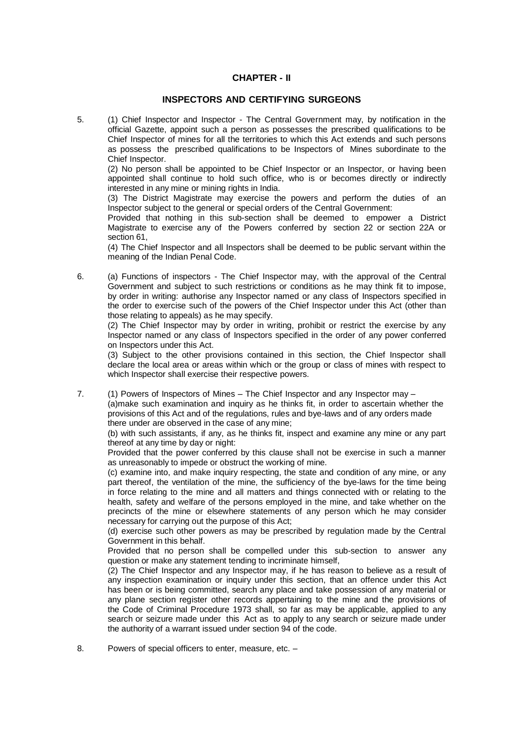## CHAPTER - II

## INSPECTORS AND CERTIFYING SURGEONS

5. (1) Chief Inspector and Inspector - The Central Government may, by notification in the official Gazette, appoint such a person as possesses the prescribed qualifications to be Chief Inspector of mines for all the territories to which this Act extends and such persons as possess the prescribed qualifications to be Inspectors of Mines subordinate to the Chief Inspector.

   (2) No person shall be appointed to be Chief Inspector or an Inspector, or having been appointed shall continue to hold such office, who is or becomes directly or indirectly interested in any mine or mining rights in India.

   (3) The District Magistrate may exercise the powers and perform the duties of an Inspector subject to the general or special orders of the Central Government:

   Provided that nothing in this sub-section shall be deemed to empower a District Magistrate to exercise any of the Powers conferred by section 22 or section 22A or section 61,

   (4) The Chief Inspector and all Inspectors shall be deemed to be public servant within the meaning of the Indian Penal Code.

6. (a) Functions of inspectors - The Chief Inspector may, with the approval of the Central Government and subject to such restrictions or conditions as he may think fit to impose, by order in writing: authorise any Inspector named or any class of Inspectors specified in the order to exercise such of the powers of the Chief Inspector under this Act (other than those relating to appeals) as he may specify.

   (2) The Chief Inspector may by order in writing, prohibit or restrict the exercise by any Inspector named or any class of Inspectors specified in the order of any power conferred on Inspectors under this Act.

   (3) Subject to the other provisions contained in this section, the Chief Inspector shall declare the local area or areas within which or the group or class of mines with respect to which Inspector shall exercise their respective powers.

7. (1) Powers of Inspectors of Mines – The Chief Inspector and any Inspector may –

   (a)make such examination and inquiry as he thinks fit, in order to ascertain whether the provisions of this Act and of the regulations, rules and bye-laws and of any orders made there under are observed in the case of any mine;

   (b) with such assistants, if any, as he thinks fit, inspect and examine any mine or any part thereof at any time by day or night:

   Provided that the power conferred by this clause shall not be exercise in such a manner as unreasonably to impede or obstruct the working of mine.

   (c) examine into, and make inquiry respecting, the state and condition of any mine, or any part thereof, the ventilation of the mine, the sufficiency of the bye-laws for the time being in force relating to the mine and all matters and things connected with or relating to the health, safety and welfare of the persons employed in the mine, and take whether on the precincts of the mine or elsewhere statements of any person which he may consider necessary for carrying out the purpose of this Act;

   (d) exercise such other powers as may be prescribed by regulation made by the Central Government in this behalf.

   Provided that no person shall be compelled under this sub-section to answer any question or make any statement tending to incriminate himself,

   (2) The Chief Inspector and any Inspector may, if he has reason to believe as a result of any inspection examination or inquiry under this section, that an offence under this Act has been or is being committed, search any place and take possession of any material or any plane section register other records appertaining to the mine and the provisions of the Code of Criminal Procedure 1973 shall, so far as may be applicable, applied to any search or seizure made under this Act as to apply to any search or seizure made under the authority of a warrant issued under section 94 of the code.

8. Powers of special officers to enter, measure, etc. –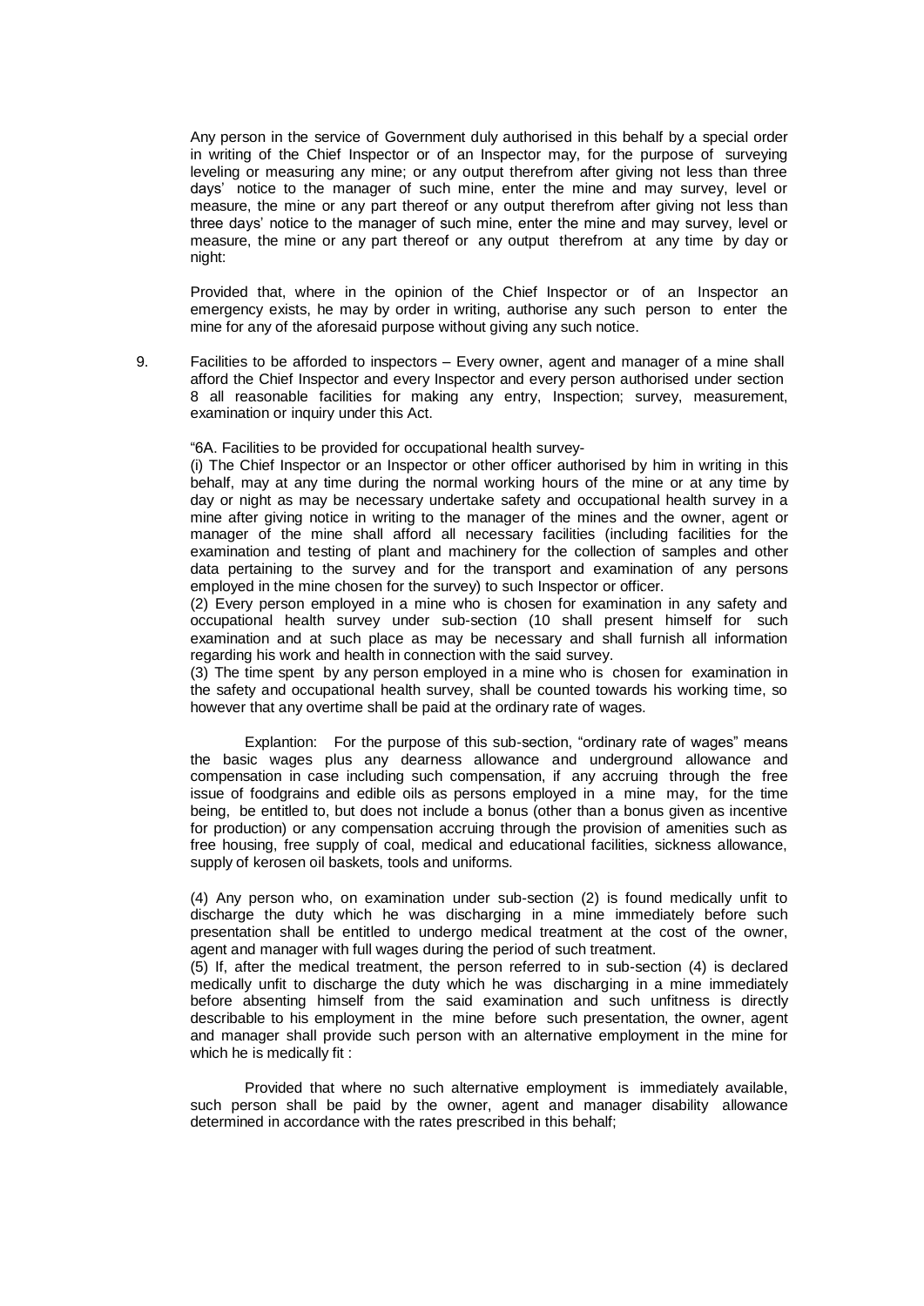Any person in the service of Government duly authorised in this behalf by a special order in writing of the Chief Inspector or of an Inspector may, for the purpose of surveying leveling or measuring any mine; or any output therefrom after giving not less than three days' notice to the manager of such mine, enter the mine and may survey, level or measure, the mine or any part thereof or any output therefrom after giving not less than three days' notice to the manager of such mine, enter the mine and may survey, level or measure, the mine or any part thereof or any output therefrom at any time by day or night:

Provided that, where in the opinion of the Chief Inspector or of an Inspector an emergency exists, he may by order in writing, authorise any such person to enter the mine for any of the aforesaid purpose without giving any such notice.

9. Facilities to be afforded to inspectors – Every owner, agent and manager of a mine shall afford the Chief Inspector and every Inspector and every person authorised under section 8 all reasonable facilities for making any entry, Inspection; survey, measurement, examination or inquiry under this Act.

"6A. Facilities to be provided for occupational health survey-

(i) The Chief Inspector or an Inspector or other officer authorised by him in writing in this behalf, may at any time during the normal working hours of the mine or at any time by day or night as may be necessary undertake safety and occupational health survey in a mine after giving notice in writing to the manager of the mines and the owner, agent or manager of the mine shall afford all necessary facilities (including facilities for the examination and testing of plant and machinery for the collection of samples and other data pertaining to the survey and for the transport and examination of any persons employed in the mine chosen for the survey) to such Inspector or officer.

(2) Every person employed in a mine who is chosen for examination in any safety and occupational health survey under sub-section (10 shall present himself for such examination and at such place as may be necessary and shall furnish all information regarding his work and health in connection with the said survey.

(3) The time spent by any person employed in a mine who is chosen for examination in the safety and occupational health survey, shall be counted towards his working time, so however that any overtime shall be paid at the ordinary rate of wages.

Explantion: For the purpose of this sub-section, "ordinary rate of wages" means the basic wages plus any dearness allowance and underground allowance and compensation in case including such compensation, if any accruing through the free issue of foodgrains and edible oils as persons employed in a mine may, for the time being, be entitled to, but does not include a bonus (other than a bonus given as incentive for production) or any compensation accruing through the provision of amenities such as free housing, free supply of coal, medical and educational facilities, sickness allowance, supply of kerosen oil baskets, tools and uniforms.

(4) Any person who, on examination under sub-section (2) is found medically unfit to discharge the duty which he was discharging in a mine immediately before such presentation shall be entitled to undergo medical treatment at the cost of the owner, agent and manager with full wages during the period of such treatment.

(5) If, after the medical treatment, the person referred to in sub-section (4) is declared medically unfit to discharge the duty which he was discharging in a mine immediately before absenting himself from the said examination and such unfitness is directly describable to his employment in the mine before such presentation, the owner, agent and manager shall provide such person with an alternative employment in the mine for which he is medically fit :

Provided that where no such alternative employment is immediately available, such person shall be paid by the owner, agent and manager disability allowance determined in accordance with the rates prescribed in this behalf;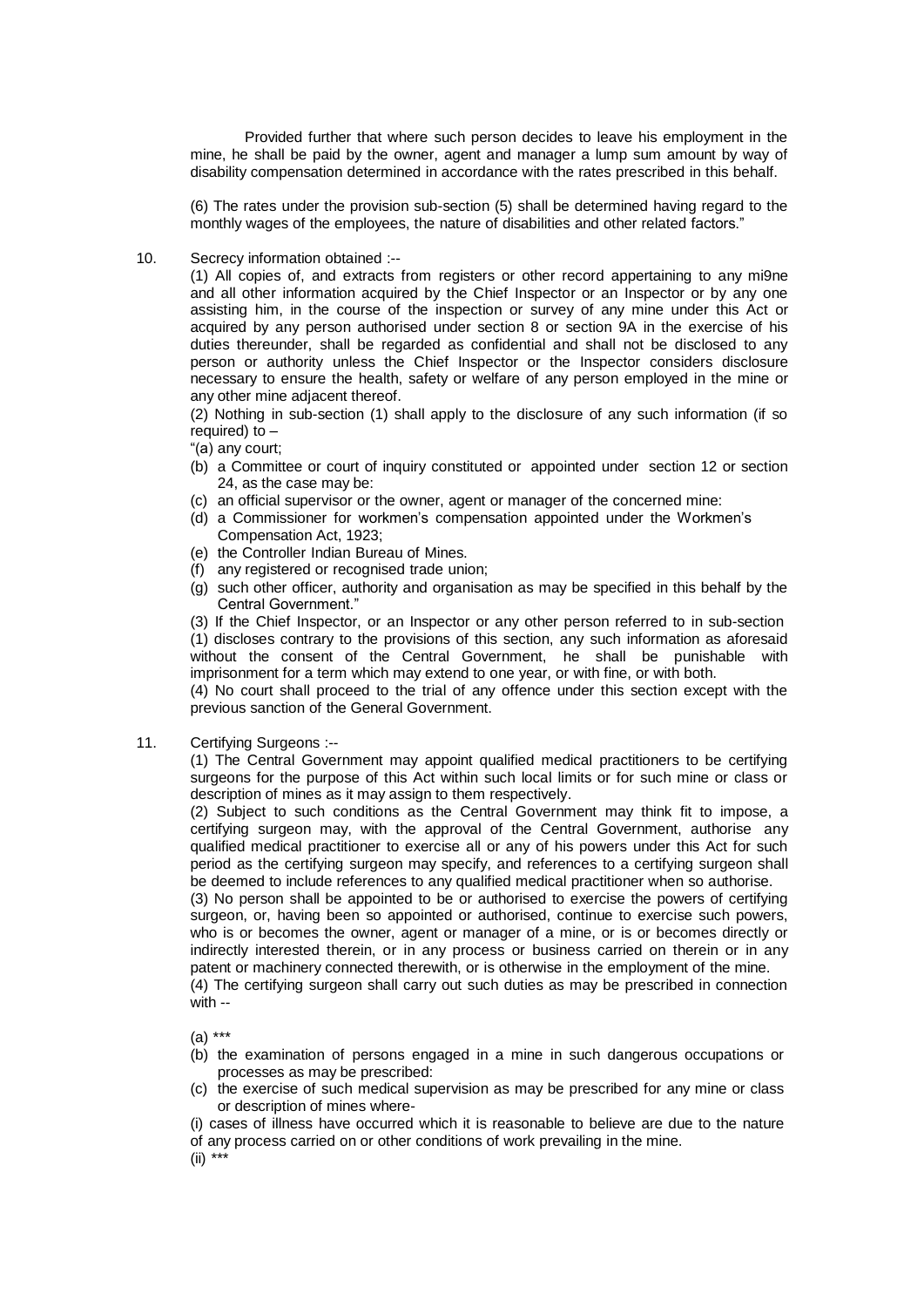Provided further that where such person decides to leave his employment in the mine, he shall be paid by the owner, agent and manager a lump sum amount by way of disability compensation determined in accordance with the rates prescribed in this behalf.

(6) The rates under the provision sub-section (5) shall be determined having regard to the monthly wages of the employees, the nature of disabilities and other related factors."

10. Secrecy information obtained :--

(1) All copies of, and extracts from registers or other record appertaining to any mi9ne and all other information acquired by the Chief Inspector or an Inspector or by any one assisting him, in the course of the inspection or survey of any mine under this Act or acquired by any person authorised under section 8 or section 9A in the exercise of his duties thereunder, shall be regarded as confidential and shall not be disclosed to any person or authority unless the Chief Inspector or the Inspector considers disclosure necessary to ensure the health, safety or welfare of any person employed in the mine or any other mine adjacent thereof.

(2) Nothing in sub-section (1) shall apply to the disclosure of any such information (if so required) to –

"(a) any court;

(b) a Committee or court of inquiry constituted or appointed under section 12 or section 24, as the case may be:

(c) an official supervisor or the owner, agent or manager of the concerned mine:

(d) a Commissioner for workmen's compensation appointed under the Workmen's Compensation Act, 1923;

(e) the Controller Indian Bureau of Mines.

(f) any registered or recognised trade union;

(g) such other officer, authority and organisation as may be specified in this behalf by the Central Government."

(3) If the Chief Inspector, or an Inspector or any other person referred to in sub-section (1) discloses contrary to the provisions of this section, any such information as aforesaid without the consent of the Central Government, he shall be punishable with imprisonment for a term which may extend to one year, or with fine, or with both.

(4) No court shall proceed to the trial of any offence under this section except with the previous sanction of the General Government.

11. Certifying Surgeons :--

(1) The Central Government may appoint qualified medical practitioners to be certifying surgeons for the purpose of this Act within such local limits or for such mine or class or description of mines as it may assign to them respectively.

(2) Subject to such conditions as the Central Government may think fit to impose, a certifying surgeon may, with the approval of the Central Government, authorise any qualified medical practitioner to exercise all or any of his powers under this Act for such period as the certifying surgeon may specify, and references to a certifying surgeon shall be deemed to include references to any qualified medical practitioner when so authorise.

(3) No person shall be appointed to be or authorised to exercise the powers of certifying surgeon, or, having been so appointed or authorised, continue to exercise such powers, who is or becomes the owner, agent or manager of a mine, or is or becomes directly or indirectly interested therein, or in any process or business carried on therein or in any patent or machinery connected therewith, or is otherwise in the employment of the mine.

(4) The certifying surgeon shall carry out such duties as may be prescribed in connection with --

(a) ***

(b) the examination of persons engaged in a mine in such dangerous occupations or processes as may be prescribed:

(c) the exercise of such medical supervision as may be prescribed for any mine or class or description of mines where-

(i) cases of illness have occurred which it is reasonable to believe are due to the nature of any process carried on or other conditions of work prevailing in the mine.

(ii) ***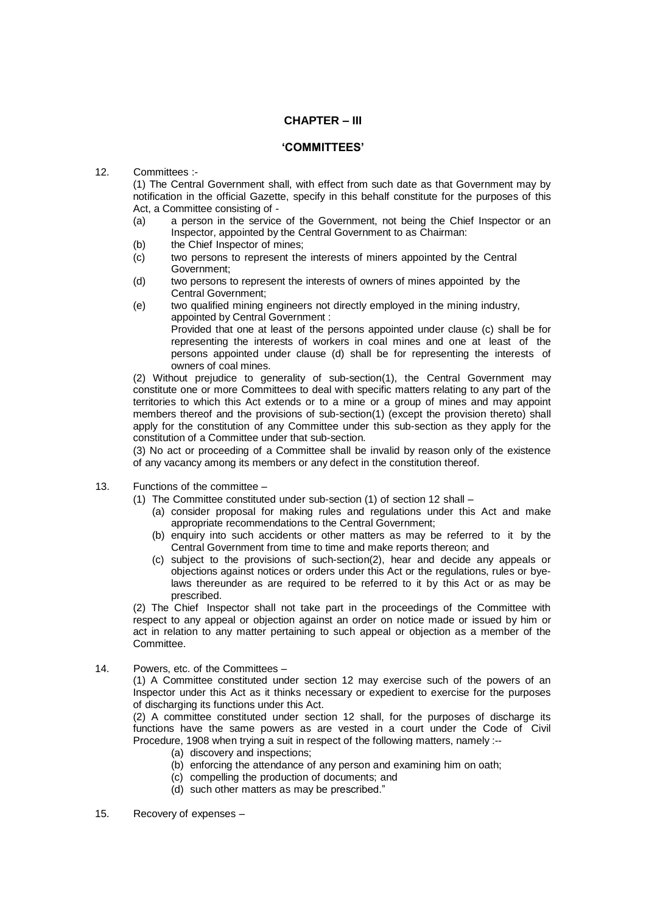## CHAPTER – III

## 'COMMITTEES'

12. Committees :-

(1) The Central Government shall, with effect from such date as that Government may by notification in the official Gazette, specify in this behalf constitute for the purposes of this Act, a Committee consisting of -

(a) a person in the service of the Government, not being the Chief Inspector or an Inspector, appointed by the Central Government to as Chairman:

(b) the Chief Inspector of mines;

(c) two persons to represent the interests of miners appointed by the Central Government;

(d) two persons to represent the interests of owners of mines appointed by the Central Government;

(e) two qualified mining engineers not directly employed in the mining industry, appointed by Central Government :

Provided that one at least of the persons appointed under clause (c) shall be for representing the interests of workers in coal mines and one at least of the persons appointed under clause (d) shall be for representing the interests of owners of coal mines.

(2) Without prejudice to generality of sub-section(1), the Central Government may constitute one or more Committees to deal with specific matters relating to any part of the territories to which this Act extends or to a mine or a group of mines and may appoint members thereof and the provisions of sub-section(1) (except the provision thereto) shall apply for the constitution of any Committee under this sub-section as they apply for the constitution of a Committee under that sub-section.

(3) No act or proceeding of a Committee shall be invalid by reason only of the existence of any vacancy among its members or any defect in the constitution thereof.

13. Functions of the committee –

(1) The Committee constituted under sub-section (1) of section 12 shall –

(a) consider proposal for making rules and regulations under this Act and make appropriate recommendations to the Central Government;

(b) enquiry into such accidents or other matters as may be referred to it by the Central Government from time to time and make reports thereon; and

(c) subject to the provisions of such-section(2), hear and decide any appeals or objections against notices or orders under this Act or the regulations, rules or bye-laws thereunder as are required to be referred to it by this Act or as may be prescribed.

(2) The Chief Inspector shall not take part in the proceedings of the Committee with respect to any appeal or objection against an order on notice made or issued by him or act in relation to any matter pertaining to such appeal or objection as a member of the Committee.

14. Powers, etc. of the Committees –

(1) A Committee constituted under section 12 may exercise such of the powers of an Inspector under this Act as it thinks necessary or expedient to exercise for the purposes of discharging its functions under this Act.

(2) A committee constituted under section 12 shall, for the purposes of discharge its functions have the same powers as are vested in a court under the Code of Civil Procedure, 1908 when trying a suit in respect of the following matters, namely :--

(a) discovery and inspections;

(b) enforcing the attendance of any person and examining him on oath;

(c) compelling the production of documents; and

(d) such other matters as may be prescribed."

15. Recovery of expenses –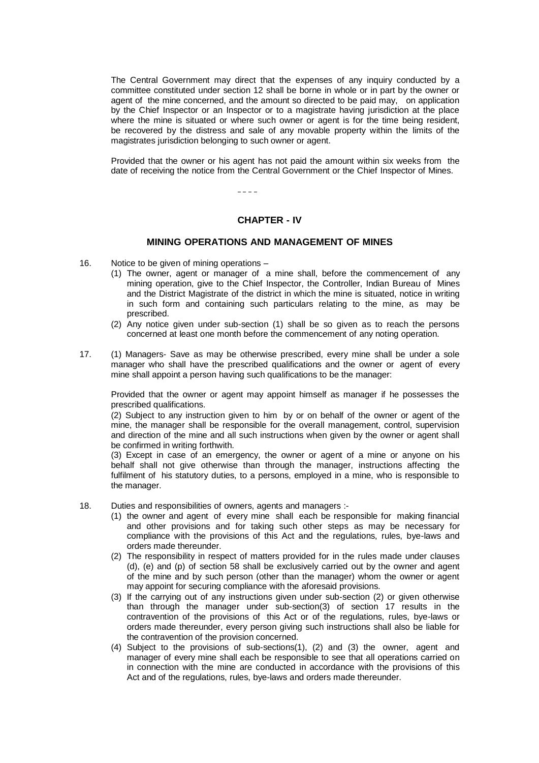The Central Government may direct that the expenses of any inquiry conducted by a committee constituted under section 12 shall be borne in whole or in part by the owner or agent of the mine concerned, and the amount so directed to be paid may, on application by the Chief Inspector or an Inspector or to a magistrate having jurisdiction at the place where the mine is situated or where such owner or agent is for the time being resident, be recovered by the distress and sale of any movable property within the limits of the magistrates jurisdiction belonging to such owner or agent.

Provided that the owner or his agent has not paid the amount within six weeks from the date of receiving the notice from the Central Government or the Chief Inspector of Mines.

----

## CHAPTER - IV

## MINING OPERATIONS AND MANAGEMENT OF MINES

16. Notice to be given of mining operations –
   (1) The owner, agent or manager of a mine shall, before the commencement of any mining operation, give to the Chief Inspector, the Controller, Indian Bureau of Mines and the District Magistrate of the district in which the mine is situated, notice in writing in such form and containing such particulars relating to the mine, as may be prescribed.
   (2) Any notice given under sub-section (1) shall be so given as to reach the persons concerned at least one month before the commencement of any noting operation.

17. (1) Managers- Save as may be otherwise prescribed, every mine shall be under a sole manager who shall have the prescribed qualifications and the owner or agent of every mine shall appoint a person having such qualifications to be the manager:

   Provided that the owner or agent may appoint himself as manager if he possesses the prescribed qualifications.

   (2) Subject to any instruction given to him by or on behalf of the owner or agent of the mine, the manager shall be responsible for the overall management, control, supervision and direction of the mine and all such instructions when given by the owner or agent shall be confirmed in writing forthwith.

   (3) Except in case of an emergency, the owner or agent of a mine or anyone on his behalf shall not give otherwise than through the manager, instructions affecting the fulfilment of his statutory duties, to a persons, employed in a mine, who is responsible to the manager.

18. Duties and responsibilities of owners, agents and managers :-
   (1) the owner and agent of every mine shall each be responsible for making financial and other provisions and for taking such other steps as may be necessary for compliance with the provisions of this Act and the regulations, rules, bye-laws and orders made thereunder.
   (2) The responsibility in respect of matters provided for in the rules made under clauses (d), (e) and (p) of section 58 shall be exclusively carried out by the owner and agent of the mine and by such person (other than the manager) whom the owner or agent may appoint for securing compliance with the aforesaid provisions.
   (3) If the carrying out of any instructions given under sub-section (2) or given otherwise than through the manager under sub-section(3) of section 17 results in the contravention of the provisions of this Act or of the regulations, rules, bye-laws or orders made thereunder, every person giving such instructions shall also be liable for the contravention of the provision concerned.
   (4) Subject to the provisions of sub-sections(1), (2) and (3) the owner, agent and manager of every mine shall each be responsible to see that all operations carried on in connection with the mine are conducted in accordance with the provisions of this Act and of the regulations, rules, bye-laws and orders made thereunder.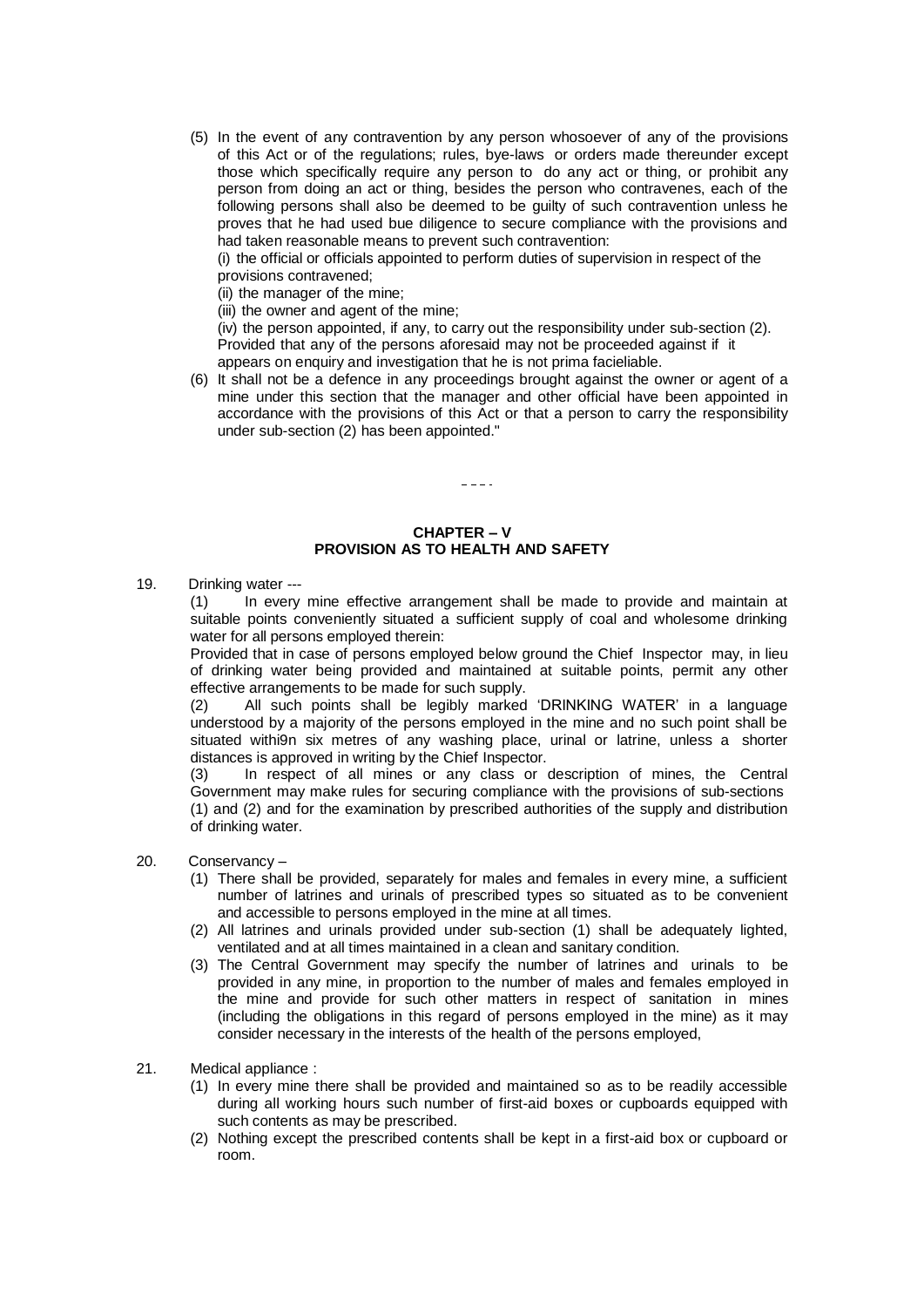(5) In the event of any contravention by any person whosoever of any of the provisions of this Act or of the regulations; rules, bye-laws or orders made thereunder except those which specifically require any person to do any act or thing, or prohibit any person from doing an act or thing, besides the person who contravenes, each of the following persons shall also be deemed to be guilty of such contravention unless he proves that he had used bue diligence to secure compliance with the provisions and had taken reasonable means to prevent such contravention:

(i) the official or officials appointed to perform duties of supervision in respect of the provisions contravened;

(ii) the manager of the mine;

(iii) the owner and agent of the mine;

(iv) the person appointed, if any, to carry out the responsibility under sub-section (2).

Provided that any of the persons aforesaid may not be proceeded against if it appears on enquiry and investigation that he is not prima facieliable.

(6) It shall not be a defence in any proceedings brought against the owner or agent of a mine under this section that the manager and other official have been appointed in accordance with the provisions of this Act or that a person to carry the responsibility under sub-section (2) has been appointed."

----

## CHAPTER – V
## PROVISION AS TO HEALTH AND SAFETY

19. Drinking water ---

(1) In every mine effective arrangement shall be made to provide and maintain at suitable points conveniently situated a sufficient supply of coal and wholesome drinking water for all persons employed therein:

Provided that in case of persons employed below ground the Chief Inspector may, in lieu of drinking water being provided and maintained at suitable points, permit any other effective arrangements to be made for such supply.

(2) All such points shall be legibly marked 'DRINKING WATER' in a language understood by a majority of the persons employed in the mine and no such point shall be situated withi9n six metres of any washing place, urinal or latrine, unless a shorter distances is approved in writing by the Chief Inspector.

(3) In respect of all mines or any class or description of mines, the Central Government may make rules for securing compliance with the provisions of sub-sections (1) and (2) and for the examination by prescribed authorities of the supply and distribution of drinking water.

20. Conservancy –

(1) There shall be provided, separately for males and females in every mine, a sufficient number of latrines and urinals of prescribed types so situated as to be convenient and accessible to persons employed in the mine at all times.

(2) All latrines and urinals provided under sub-section (1) shall be adequately lighted, ventilated and at all times maintained in a clean and sanitary condition.

(3) The Central Government may specify the number of latrines and urinals to be provided in any mine, in proportion to the number of males and females employed in the mine and provide for such other matters in respect of sanitation in mines (including the obligations in this regard of persons employed in the mine) as it may consider necessary in the interests of the health of the persons employed,

21. Medical appliance :

(1) In every mine there shall be provided and maintained so as to be readily accessible during all working hours such number of first-aid boxes or cupboards equipped with such contents as may be prescribed.

(2) Nothing except the prescribed contents shall be kept in a first-aid box or cupboard or room.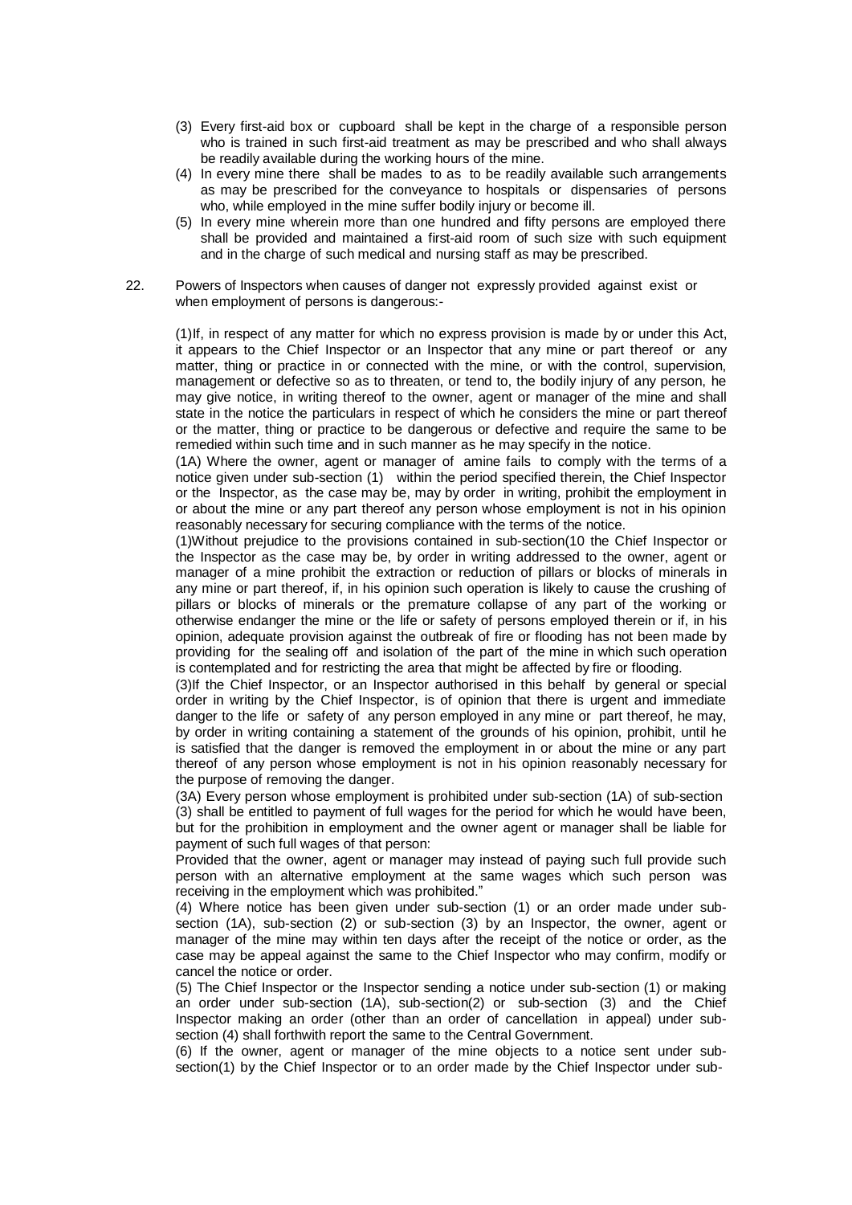(3) Every first-aid box or cupboard shall be kept in the charge of a responsible person who is trained in such first-aid treatment as may be prescribed and who shall always be readily available during the working hours of the mine.

(4) In every mine there shall be mades to as to be readily available such arrangements as may be prescribed for the conveyance to hospitals or dispensaries of persons who, while employed in the mine suffer bodily injury or become ill.

(5) In every mine wherein more than one hundred and fifty persons are employed there shall be provided and maintained a first-aid room of such size with such equipment and in the charge of such medical and nursing staff as may be prescribed.

22. Powers of Inspectors when causes of danger not expressly provided against exist or when employment of persons is dangerous:-

(1)If, in respect of any matter for which no express provision is made by or under this Act, it appears to the Chief Inspector or an Inspector that any mine or part thereof or any matter, thing or practice in or connected with the mine, or with the control, supervision, management or defective so as to threaten, or tend to, the bodily injury of any person, he may give notice, in writing thereof to the owner, agent or manager of the mine and shall state in the notice the particulars in respect of which he considers the mine or part thereof or the matter, thing or practice to be dangerous or defective and require the same to be remedied within such time and in such manner as he may specify in the notice.

(1A) Where the owner, agent or manager of amine fails to comply with the terms of a notice given under sub-section (1) within the period specified therein, the Chief Inspector or the Inspector, as the case may be, may by order in writing, prohibit the employment in or about the mine or any part thereof any person whose employment is not in his opinion reasonably necessary for securing compliance with the terms of the notice.

(1)Without prejudice to the provisions contained in sub-section(10 the Chief Inspector or the Inspector as the case may be, by order in writing addressed to the owner, agent or manager of a mine prohibit the extraction or reduction of pillars or blocks of minerals in any mine or part thereof, if, in his opinion such operation is likely to cause the crushing of pillars or blocks of minerals or the premature collapse of any part of the working or otherwise endanger the mine or the life or safety of persons employed therein or if, in his opinion, adequate provision against the outbreak of fire or flooding has not been made by providing for the sealing off and isolation of the part of the mine in which such operation is contemplated and for restricting the area that might be affected by fire or flooding.

(3)If the Chief Inspector, or an Inspector authorised in this behalf by general or special order in writing by the Chief Inspector, is of opinion that there is urgent and immediate danger to the life or safety of any person employed in any mine or part thereof, he may, by order in writing containing a statement of the grounds of his opinion, prohibit, until he is satisfied that the danger is removed the employment in or about the mine or any part thereof of any person whose employment is not in his opinion reasonably necessary for the purpose of removing the danger.

(3A) Every person whose employment is prohibited under sub-section (1A) of sub-section (3) shall be entitled to payment of full wages for the period for which he would have been, but for the prohibition in employment and the owner agent or manager shall be liable for payment of such full wages of that person:

Provided that the owner, agent or manager may instead of paying such full provide such person with an alternative employment at the same wages which such person was receiving in the employment which was prohibited."

(4) Where notice has been given under sub-section (1) or an order made under sub-section (1A), sub-section (2) or sub-section (3) by an Inspector, the owner, agent or manager of the mine may within ten days after the receipt of the notice or order, as the case may be appeal against the same to the Chief Inspector who may confirm, modify or cancel the notice or order.

(5) The Chief Inspector or the Inspector sending a notice under sub-section (1) or making an order under sub-section (1A), sub-section(2) or sub-section (3) and the Chief Inspector making an order (other than an order of cancellation in appeal) under sub-section (4) shall forthwith report the same to the Central Government.

(6) If the owner, agent or manager of the mine objects to a notice sent under sub-section(1) by the Chief Inspector or to an order made by the Chief Inspector under sub-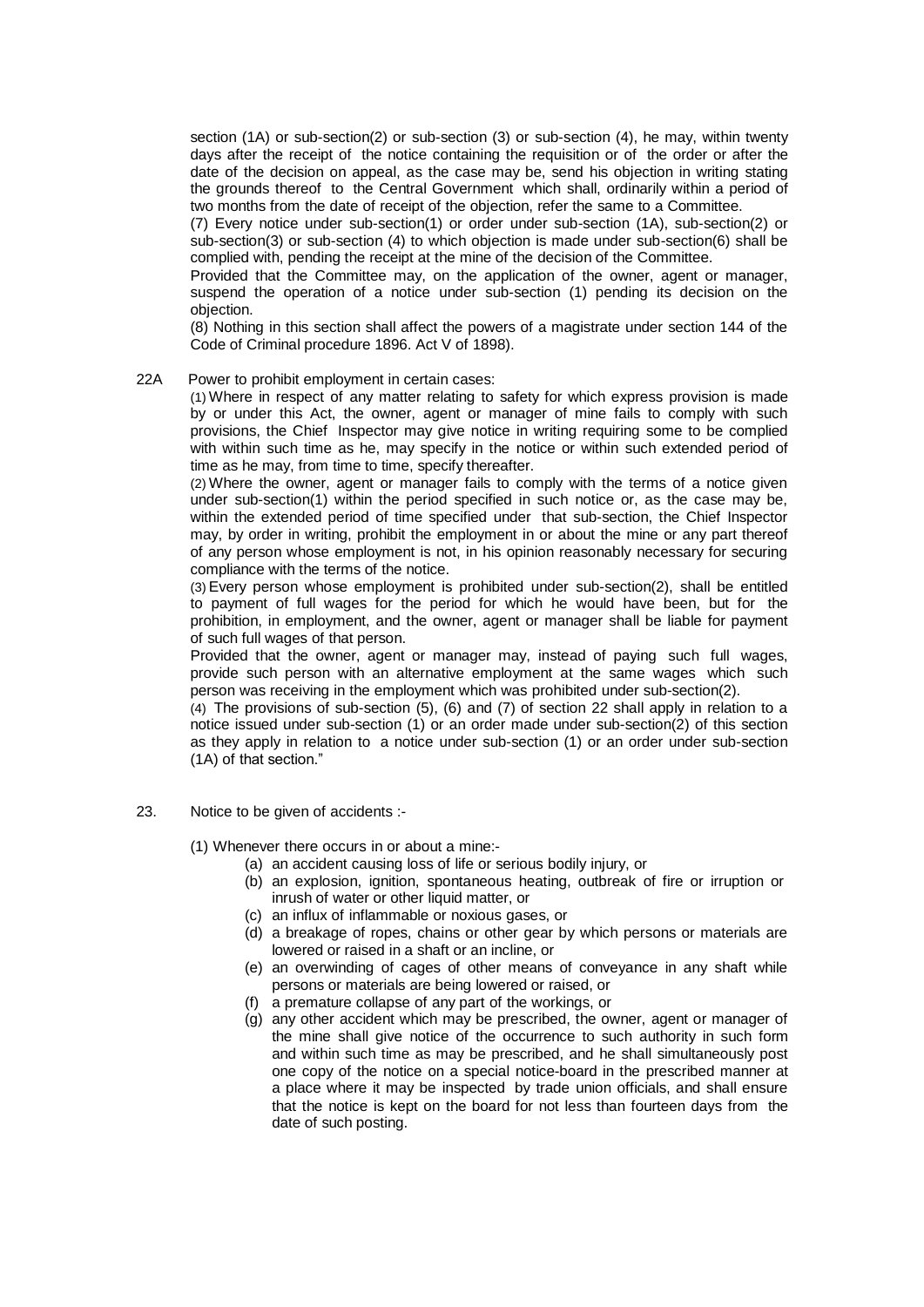section (1A) or sub-section(2) or sub-section (3) or sub-section (4), he may, within twenty days after the receipt of the notice containing the requisition or of the order or after the date of the decision on appeal, as the case may be, send his objection in writing stating the grounds thereof to the Central Government which shall, ordinarily within a period of two months from the date of receipt of the objection, refer the same to a Committee.

(7) Every notice under sub-section(1) or order under sub-section (1A), sub-section(2) or sub-section(3) or sub-section (4) to which objection is made under sub-section(6) shall be complied with, pending the receipt at the mine of the decision of the Committee.

Provided that the Committee may, on the application of the owner, agent or manager, suspend the operation of a notice under sub-section (1) pending its decision on the objection.

(8) Nothing in this section shall affect the powers of a magistrate under section 144 of the Code of Criminal procedure 1896. Act V of 1898).

22A Power to prohibit employment in certain cases:

(1) Where in respect of any matter relating to safety for which express provision is made by or under this Act, the owner, agent or manager of mine fails to comply with such provisions, the Chief Inspector may give notice in writing requiring some to be complied with within such time as he, may specify in the notice or within such extended period of time as he may, from time to time, specify thereafter.

(2) Where the owner, agent or manager fails to comply with the terms of a notice given under sub-section(1) within the period specified in such notice or, as the case may be, within the extended period of time specified under that sub-section, the Chief Inspector may, by order in writing, prohibit the employment in or about the mine or any part thereof of any person whose employment is not, in his opinion reasonably necessary for securing compliance with the terms of the notice.

(3) Every person whose employment is prohibited under sub-section(2), shall be entitled to payment of full wages for the period for which he would have been, but for the prohibition, in employment, and the owner, agent or manager shall be liable for payment of such full wages of that person.

Provided that the owner, agent or manager may, instead of paying such full wages, provide such person with an alternative employment at the same wages which such person was receiving in the employment which was prohibited under sub-section(2).

(4) The provisions of sub-section (5), (6) and (7) of section 22 shall apply in relation to a notice issued under sub-section (1) or an order made under sub-section(2) of this section as they apply in relation to a notice under sub-section (1) or an order under sub-section (1A) of that section."

23. Notice to be given of accidents :-

(1) Whenever there occurs in or about a mine:-

- (a) an accident causing loss of life or serious bodily injury, or
- (b) an explosion, ignition, spontaneous heating, outbreak of fire or irruption or inrush of water or other liquid matter, or
- (c) an influx of inflammable or noxious gases, or
- (d) a breakage of ropes, chains or other gear by which persons or materials are lowered or raised in a shaft or an incline, or
- (e) an overwinding of cages of other means of conveyance in any shaft while persons or materials are being lowered or raised, or
- (f) a premature collapse of any part of the workings, or
- (g) any other accident which may be prescribed, the owner, agent or manager of the mine shall give notice of the occurrence to such authority in such form and within such time as may be prescribed, and he shall simultaneously post one copy of the notice on a special notice-board in the prescribed manner at a place where it may be inspected by trade union officials, and shall ensure that the notice is kept on the board for not less than fourteen days from the date of such posting.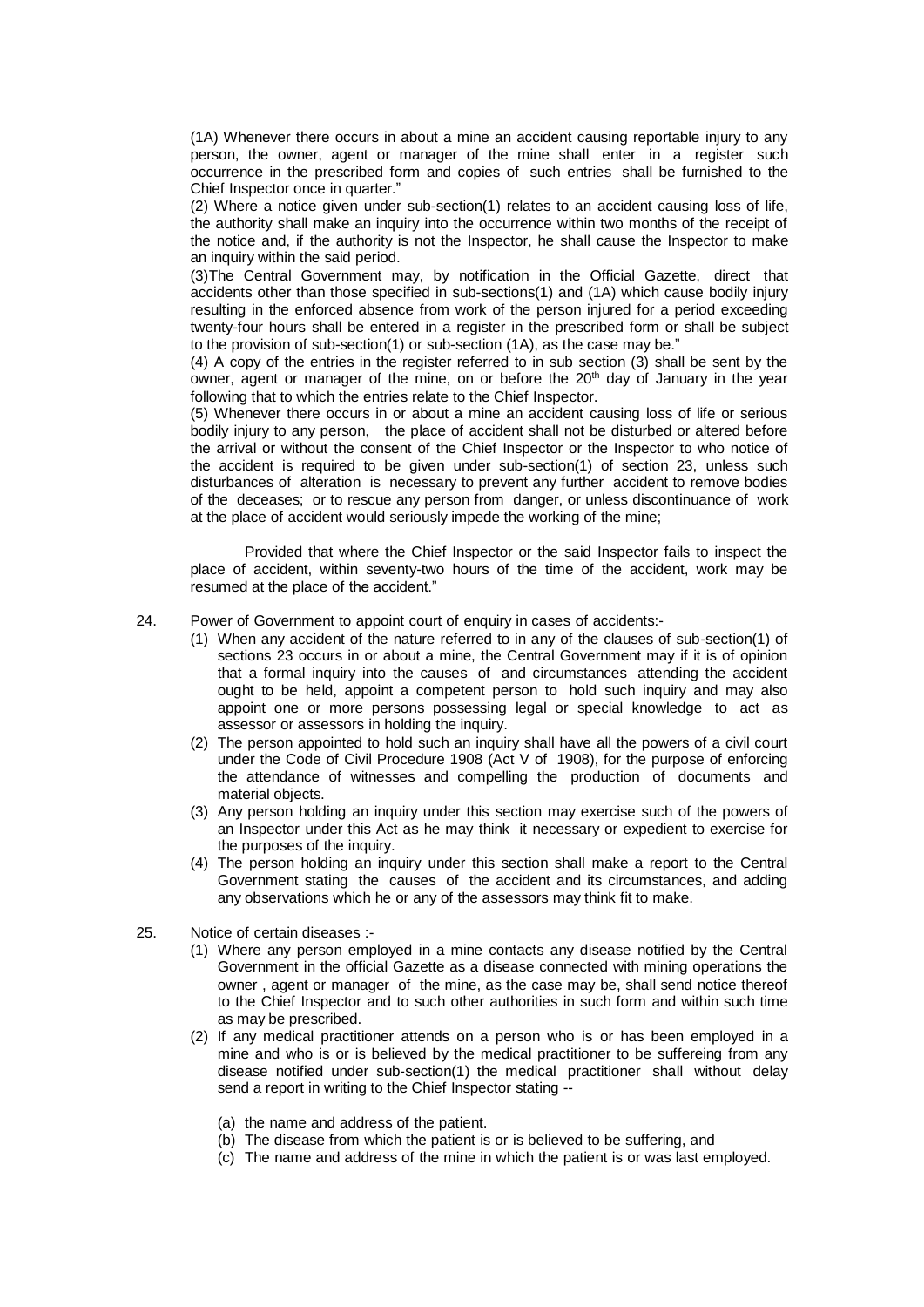(1A) Whenever there occurs in about a mine an accident causing reportable injury to any person, the owner, agent or manager of the mine shall enter in a register such occurrence in the prescribed form and copies of such entries shall be furnished to the Chief Inspector once in quarter."

(2) Where a notice given under sub-section(1) relates to an accident causing loss of life, the authority shall make an inquiry into the occurrence within two months of the receipt of the notice and, if the authority is not the Inspector, he shall cause the Inspector to make an inquiry within the said period.

(3)The Central Government may, by notification in the Official Gazette, direct that accidents other than those specified in sub-sections(1) and (1A) which cause bodily injury resulting in the enforced absence from work of the person injured for a period exceeding twenty-four hours shall be entered in a register in the prescribed form or shall be subject to the provision of sub-section(1) or sub-section (1A), as the case may be."

(4) A copy of the entries in the register referred to in sub section (3) shall be sent by the owner, agent or manager of the mine, on or before the 20th day of January in the year following that to which the entries relate to the Chief Inspector.

(5) Whenever there occurs in or about a mine an accident causing loss of life or serious bodily injury to any person, the place of accident shall not be disturbed or altered before the arrival or without the consent of the Chief Inspector or the Inspector to who notice of the accident is required to be given under sub-section(1) of section 23, unless such disturbances of alteration is necessary to prevent any further accident to remove bodies of the deceases; or to rescue any person from danger, or unless discontinuance of work at the place of accident would seriously impede the working of the mine;

Provided that where the Chief Inspector or the said Inspector fails to inspect the place of accident, within seventy-two hours of the time of the accident, work may be resumed at the place of the accident."

24. Power of Government to appoint court of enquiry in cases of accidents:-

(1) When any accident of the nature referred to in any of the clauses of sub-section(1) of sections 23 occurs in or about a mine, the Central Government may if it is of opinion that a formal inquiry into the causes of and circumstances attending the accident ought to be held, appoint a competent person to hold such inquiry and may also appoint one or more persons possessing legal or special knowledge to act as assessor or assessors in holding the inquiry.

(2) The person appointed to hold such an inquiry shall have all the powers of a civil court under the Code of Civil Procedure 1908 (Act V of 1908), for the purpose of enforcing the attendance of witnesses and compelling the production of documents and material objects.

(3) Any person holding an inquiry under this section may exercise such of the powers of an Inspector under this Act as he may think it necessary or expedient to exercise for the purposes of the inquiry.

(4) The person holding an inquiry under this section shall make a report to the Central Government stating the causes of the accident and its circumstances, and adding any observations which he or any of the assessors may think fit to make.

25. Notice of certain diseases :-

(1) Where any person employed in a mine contacts any disease notified by the Central Government in the official Gazette as a disease connected with mining operations the owner , agent or manager of the mine, as the case may be, shall send notice thereof to the Chief Inspector and to such other authorities in such form and within such time as may be prescribed.

(2) If any medical practitioner attends on a person who is or has been employed in a mine and who is or is believed by the medical practitioner to be suffereing from any disease notified under sub-section(1) the medical practitioner shall without delay send a report in writing to the Chief Inspector stating --

(a) the name and address of the patient.

(b) The disease from which the patient is or is believed to be suffering, and

(c) The name and address of the mine in which the patient is or was last employed.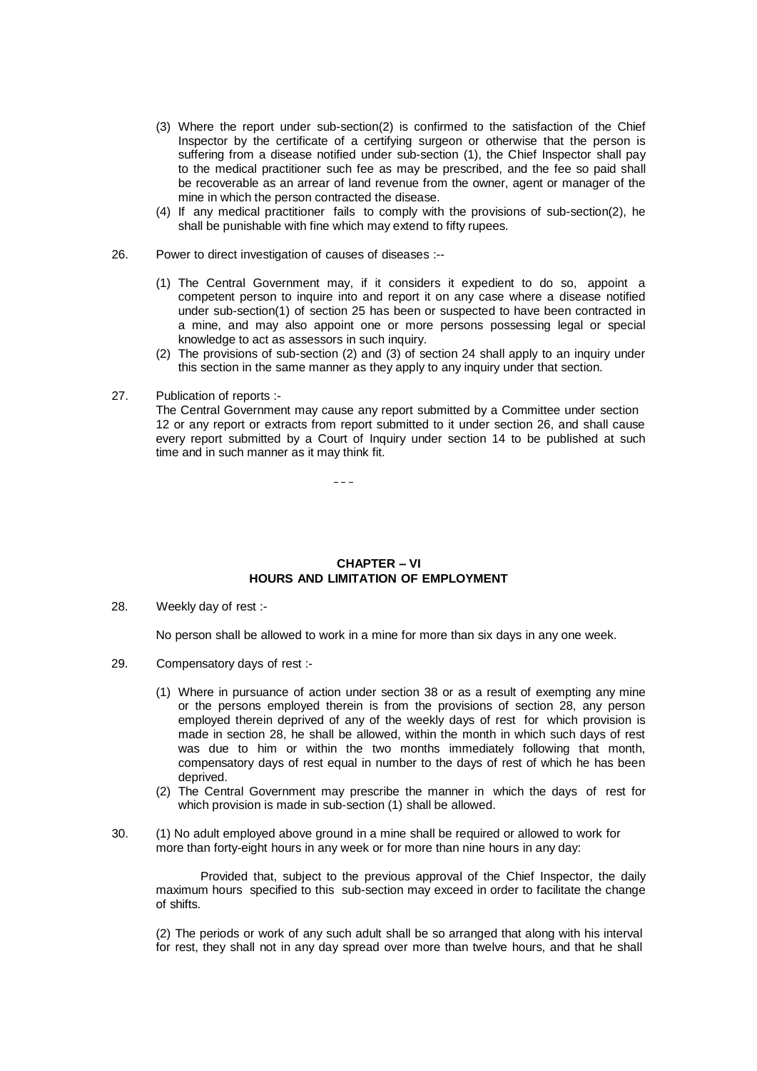(3) Where the report under sub-section(2) is confirmed to the satisfaction of the Chief Inspector by the certificate of a certifying surgeon or otherwise that the person is suffering from a disease notified under sub-section (1), the Chief Inspector shall pay to the medical practitioner such fee as may be prescribed, and the fee so paid shall be recoverable as an arrear of land revenue from the owner, agent or manager of the mine in which the person contracted the disease.

(4) If any medical practitioner fails to comply with the provisions of sub-section(2), he shall be punishable with fine which may extend to fifty rupees.

26. Power to direct investigation of causes of diseases :--

(1) The Central Government may, if it considers it expedient to do so, appoint a competent person to inquire into and report it on any case where a disease notified under sub-section(1) of section 25 has been or suspected to have been contracted in a mine, and may also appoint one or more persons possessing legal or special knowledge to act as assessors in such inquiry.

(2) The provisions of sub-section (2) and (3) of section 24 shall apply to an inquiry under this section in the same manner as they apply to any inquiry under that section.

27. Publication of reports :-

The Central Government may cause any report submitted by a Committee under section 12 or any report or extracts from report submitted to it under section 26, and shall cause every report submitted by a Court of Inquiry under section 14 to be published at such time and in such manner as it may think fit.

---

## CHAPTER – VI
## HOURS AND LIMITATION OF EMPLOYMENT

28. Weekly day of rest :-

No person shall be allowed to work in a mine for more than six days in any one week.

29. Compensatory days of rest :-

(1) Where in pursuance of action under section 38 or as a result of exempting any mine or the persons employed therein is from the provisions of section 28, any person employed therein deprived of any of the weekly days of rest for which provision is made in section 28, he shall be allowed, within the month in which such days of rest was due to him or within the two months immediately following that month, compensatory days of rest equal in number to the days of rest of which he has been deprived.

(2) The Central Government may prescribe the manner in which the days of rest for which provision is made in sub-section (1) shall be allowed.

30. (1) No adult employed above ground in a mine shall be required or allowed to work for more than forty-eight hours in any week or for more than nine hours in any day:

Provided that, subject to the previous approval of the Chief Inspector, the daily maximum hours specified to this sub-section may exceed in order to facilitate the change of shifts.

(2) The periods or work of any such adult shall be so arranged that along with his interval for rest, they shall not in any day spread over more than twelve hours, and that he shall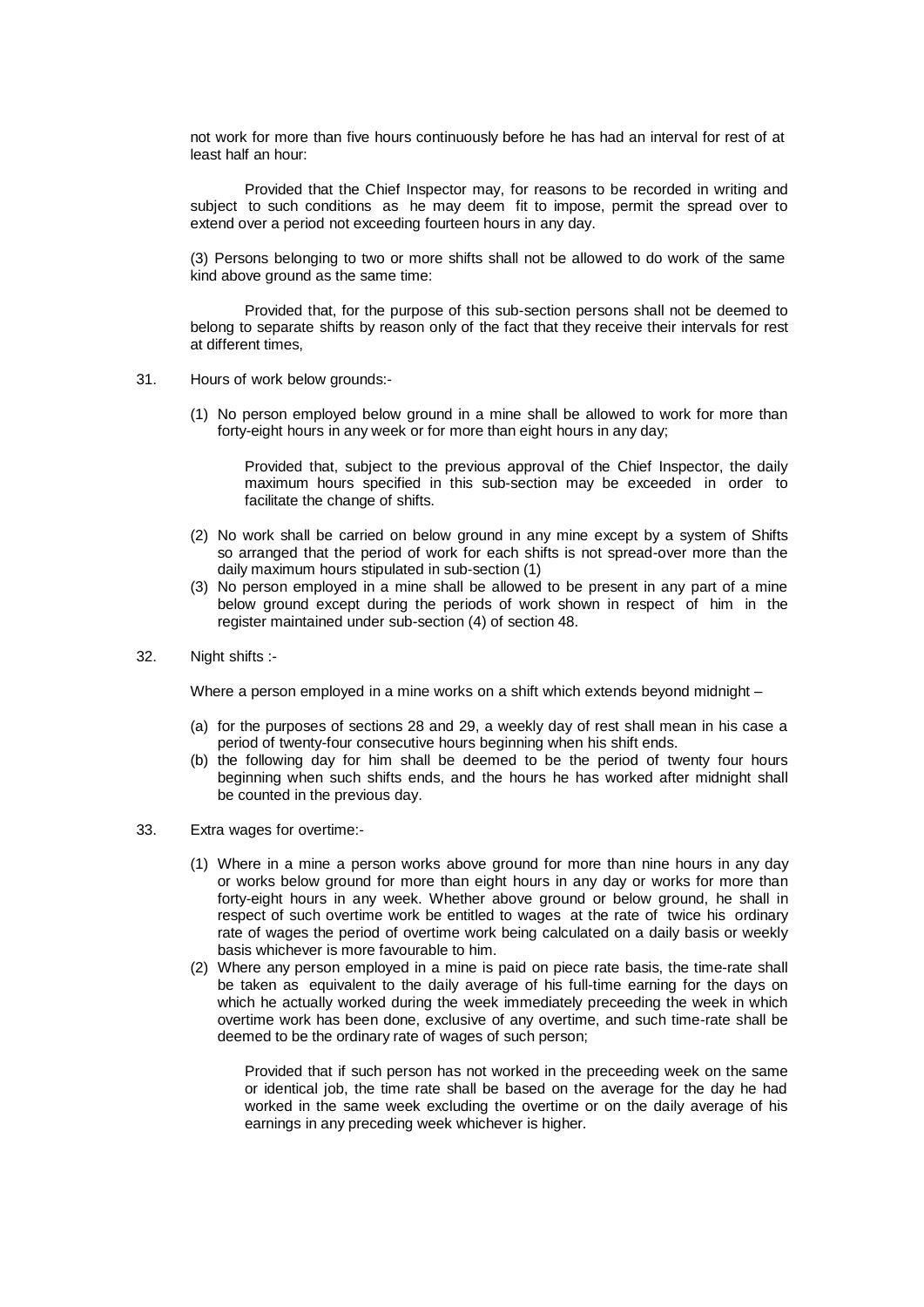not work for more than five hours continuously before he has had an interval for rest of at least half an hour:

Provided that the Chief Inspector may, for reasons to be recorded in writing and subject to such conditions as he may deem fit to impose, permit the spread over to extend over a period not exceeding fourteen hours in any day.

(3) Persons belonging to two or more shifts shall not be allowed to do work of the same kind above ground as the same time:

Provided that, for the purpose of this sub-section persons shall not be deemed to belong to separate shifts by reason only of the fact that they receive their intervals for rest at different times,

31. Hours of work below grounds:-

(1) No person employed below ground in a mine shall be allowed to work for more than forty-eight hours in any week or for more than eight hours in any day;

Provided that, subject to the previous approval of the Chief Inspector, the daily maximum hours specified in this sub-section may be exceeded in order to facilitate the change of shifts.

(2) No work shall be carried on below ground in any mine except by a system of Shifts so arranged that the period of work for each shifts is not spread-over more than the daily maximum hours stipulated in sub-section (1)

(3) No person employed in a mine shall be allowed to be present in any part of a mine below ground except during the periods of work shown in respect of him in the register maintained under sub-section (4) of section 48.

32. Night shifts :-

Where a person employed in a mine works on a shift which extends beyond midnight –

(a) for the purposes of sections 28 and 29, a weekly day of rest shall mean in his case a period of twenty-four consecutive hours beginning when his shift ends.

(b) the following day for him shall be deemed to be the period of twenty four hours beginning when such shifts ends, and the hours he has worked after midnight shall be counted in the previous day.

33. Extra wages for overtime:-

(1) Where in a mine a person works above ground for more than nine hours in any day or works below ground for more than eight hours in any day or works for more than forty-eight hours in any week. Whether above ground or below ground, he shall in respect of such overtime work be entitled to wages at the rate of twice his ordinary rate of wages the period of overtime work being calculated on a daily basis or weekly basis whichever is more favourable to him.

(2) Where any person employed in a mine is paid on piece rate basis, the time-rate shall be taken as equivalent to the daily average of his full-time earning for the days on which he actually worked during the week immediately preceeding the week in which overtime work has been done, exclusive of any overtime, and such time-rate shall be deemed to be the ordinary rate of wages of such person;

Provided that if such person has not worked in the preceeding week on the same or identical job, the time rate shall be based on the average for the day he had worked in the same week excluding the overtime or on the daily average of his earnings in any preceding week whichever is higher.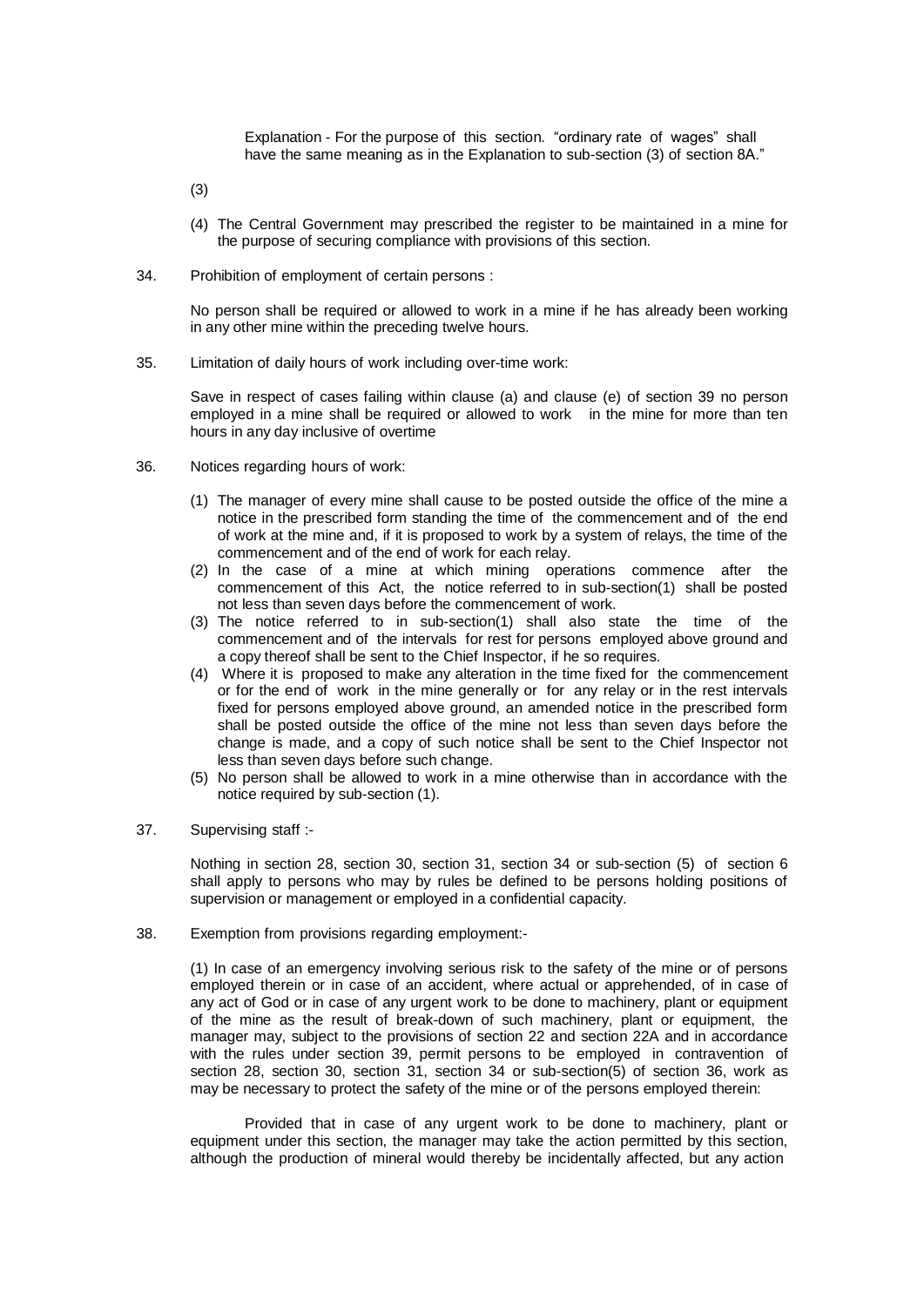Explanation - For the purpose of this section. "ordinary rate of wages" shall have the same meaning as in the Explanation to sub-section (3) of section 8A."

(3)

(4) The Central Government may prescribed the register to be maintained in a mine for the purpose of securing compliance with provisions of this section.

34. Prohibition of employment of certain persons :

No person shall be required or allowed to work in a mine if he has already been working in any other mine within the preceding twelve hours.

35. Limitation of daily hours of work including over-time work:

Save in respect of cases failing within clause (a) and clause (e) of section 39 no person employed in a mine shall be required or allowed to work in the mine for more than ten hours in any day inclusive of overtime

36. Notices regarding hours of work:

(1) The manager of every mine shall cause to be posted outside the office of the mine a notice in the prescribed form standing the time of the commencement and of the end of work at the mine and, if it is proposed to work by a system of relays, the time of the commencement and of the end of work for each relay.
(2) In the case of a mine at which mining operations commence after the commencement of this Act, the notice referred to in sub-section(1) shall be posted not less than seven days before the commencement of work.
(3) The notice referred to in sub-section(1) shall also state the time of the commencement and of the intervals for rest for persons employed above ground and a copy thereof shall be sent to the Chief Inspector, if he so requires.
(4) Where it is proposed to make any alteration in the time fixed for the commencement or for the end of work in the mine generally or for any relay or in the rest intervals fixed for persons employed above ground, an amended notice in the prescribed form shall be posted outside the office of the mine not less than seven days before the change is made, and a copy of such notice shall be sent to the Chief Inspector not less than seven days before such change.
(5) No person shall be allowed to work in a mine otherwise than in accordance with the notice required by sub-section (1).

37. Supervising staff :-

Nothing in section 28, section 30, section 31, section 34 or sub-section (5) of section 6 shall apply to persons who may by rules be defined to be persons holding positions of supervision or management or employed in a confidential capacity.

38. Exemption from provisions regarding employment:-

(1) In case of an emergency involving serious risk to the safety of the mine or of persons employed therein or in case of an accident, where actual or apprehended, of in case of any act of God or in case of any urgent work to be done to machinery, plant or equipment of the mine as the result of break-down of such machinery, plant or equipment, the manager may, subject to the provisions of section 22 and section 22A and in accordance with the rules under section 39, permit persons to be employed in contravention of section 28, section 30, section 31, section 34 or sub-section(5) of section 36, work as may be necessary to protect the safety of the mine or of the persons employed therein:

Provided that in case of any urgent work to be done to machinery, plant or equipment under this section, the manager may take the action permitted by this section, although the production of mineral would thereby be incidentally affected, but any action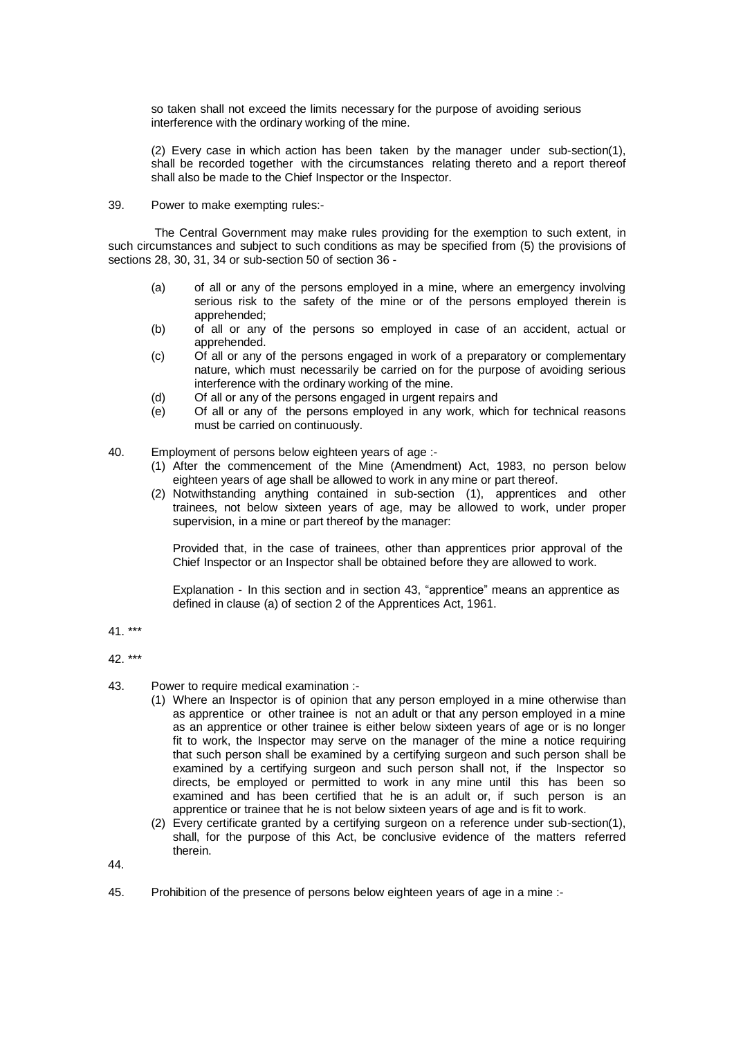so taken shall not exceed the limits necessary for the purpose of avoiding serious interference with the ordinary working of the mine.

(2) Every case in which action has been taken by the manager under sub-section(1), shall be recorded together with the circumstances relating thereto and a report thereof shall also be made to the Chief Inspector or the Inspector.

39. Power to make exempting rules:-

The Central Government may make rules providing for the exemption to such extent, in such circumstances and subject to such conditions as may be specified from (5) the provisions of sections 28, 30, 31, 34 or sub-section 50 of section 36 -

(a) of all or any of the persons employed in a mine, where an emergency involving serious risk to the safety of the mine or of the persons employed therein is apprehended;

(b) of all or any of the persons so employed in case of an accident, actual or apprehended.

(c) Of all or any of the persons engaged in work of a preparatory or complementary nature, which must necessarily be carried on for the purpose of avoiding serious interference with the ordinary working of the mine.

(d) Of all or any of the persons engaged in urgent repairs and

(e) Of all or any of the persons employed in any work, which for technical reasons must be carried on continuously.

40. Employment of persons below eighteen years of age :-

(1) After the commencement of the Mine (Amendment) Act, 1983, no person below eighteen years of age shall be allowed to work in any mine or part thereof.

(2) Notwithstanding anything contained in sub-section (1), apprentices and other trainees, not below sixteen years of age, may be allowed to work, under proper supervision, in a mine or part thereof by the manager:

Provided that, in the case of trainees, other than apprentices prior approval of the Chief Inspector or an Inspector shall be obtained before they are allowed to work.

Explanation - In this section and in section 43, "apprentice" means an apprentice as defined in clause (a) of section 2 of the Apprentices Act, 1961.

41. ***

42. ***

43. Power to require medical examination :-

(1) Where an Inspector is of opinion that any person employed in a mine otherwise than as apprentice or other trainee is not an adult or that any person employed in a mine as an apprentice or other trainee is either below sixteen years of age or is no longer fit to work, the Inspector may serve on the manager of the mine a notice requiring that such person shall be examined by a certifying surgeon and such person shall be examined by a certifying surgeon and such person shall not, if the Inspector so directs, be employed or permitted to work in any mine until this has been so examined and has been certified that he is an adult or, if such person is an apprentice or trainee that he is not below sixteen years of age and is fit to work.

(2) Every certificate granted by a certifying surgeon on a reference under sub-section(1), shall, for the purpose of this Act, be conclusive evidence of the matters referred therein.

44.

45. Prohibition of the presence of persons below eighteen years of age in a mine :-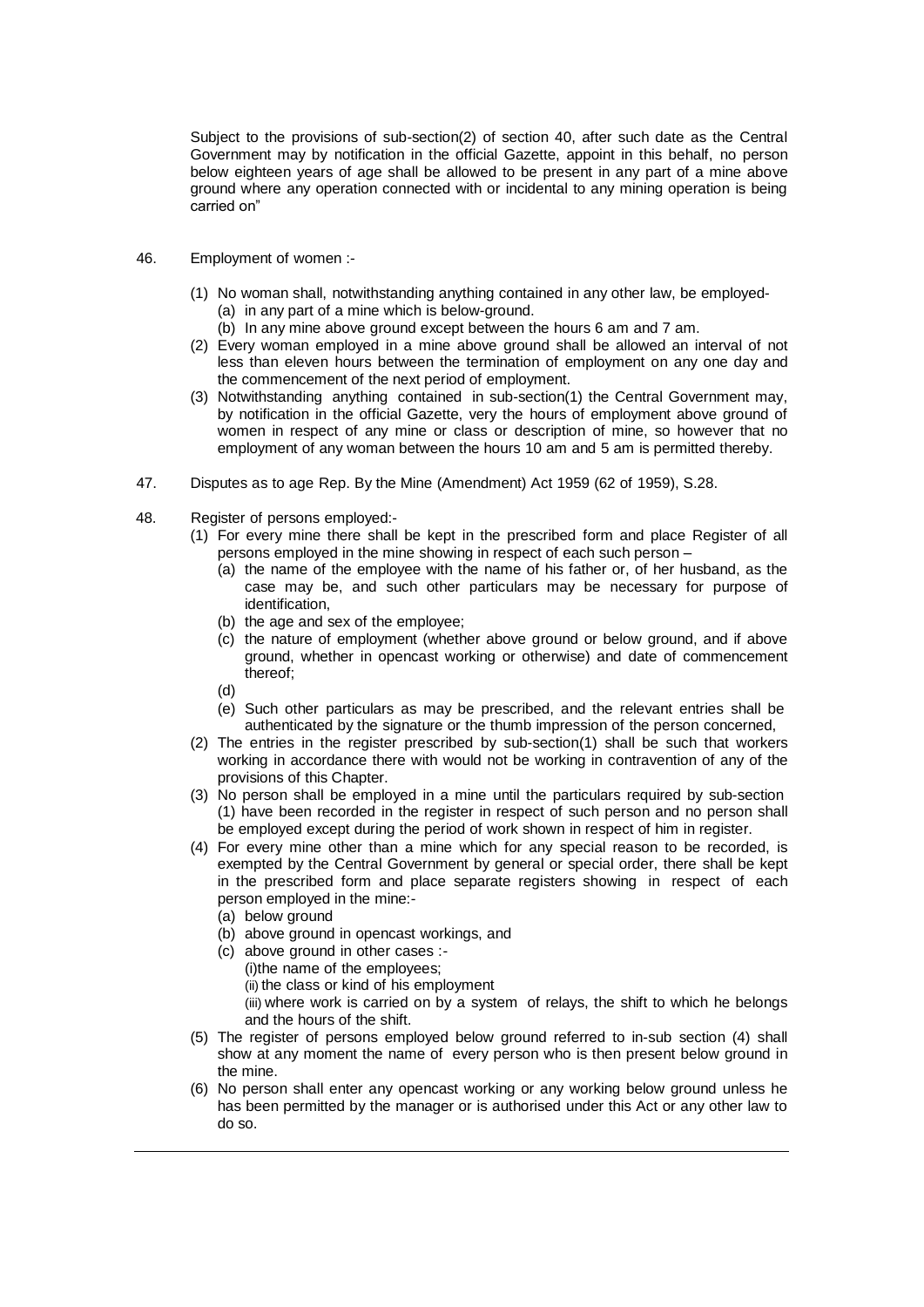Subject to the provisions of sub-section(2) of section 40, after such date as the Central Government may by notification in the official Gazette, appoint in this behalf, no person below eighteen years of age shall be allowed to be present in any part of a mine above ground where any operation connected with or incidental to any mining operation is being carried on"

46. Employment of women :-

(1) No woman shall, notwithstanding anything contained in any other law, be employed-
    (a) in any part of a mine which is below-ground.
    (b) In any mine above ground except between the hours 6 am and 7 am.
(2) Every woman employed in a mine above ground shall be allowed an interval of not less than eleven hours between the termination of employment on any one day and the commencement of the next period of employment.
(3) Notwithstanding anything contained in sub-section(1) the Central Government may, by notification in the official Gazette, very the hours of employment above ground of women in respect of any mine or class or description of mine, so however that no employment of any woman between the hours 10 am and 5 am is permitted thereby.

47. Disputes as to age Rep. By the Mine (Amendment) Act 1959 (62 of 1959), S.28.

48. Register of persons employed:-

(1) For every mine there shall be kept in the prescribed form and place Register of all persons employed in the mine showing in respect of each such person –
    (a) the name of the employee with the name of his father or, of her husband, as the case may be, and such other particulars may be necessary for purpose of identification,
    (b) the age and sex of the employee;
    (c) the nature of employment (whether above ground or below ground, and if above ground, whether in opencast working or otherwise) and date of commencement thereof;
    (d)
    (e) Such other particulars as may be prescribed, and the relevant entries shall be authenticated by the signature or the thumb impression of the person concerned,
(2) The entries in the register prescribed by sub-section(1) shall be such that workers working in accordance there with would not be working in contravention of any of the provisions of this Chapter.
(3) No person shall be employed in a mine until the particulars required by sub-section (1) have been recorded in the register in respect of such person and no person shall be employed except during the period of work shown in respect of him in register.
(4) For every mine other than a mine which for any special reason to be recorded, is exempted by the Central Government by general or special order, there shall be kept in the prescribed form and place separate registers showing in respect of each person employed in the mine:-
    (a) below ground
    (b) above ground in opencast workings, and
    (c) above ground in other cases :-
        (i)the name of the employees;
        (ii) the class or kind of his employment
        (iii) where work is carried on by a system of relays, the shift to which he belongs and the hours of the shift.
(5) The register of persons employed below ground referred to in-sub section (4) shall show at any moment the name of every person who is then present below ground in the mine.
(6) No person shall enter any opencast working or any working below ground unless he has been permitted by the manager or is authorised under this Act or any other law to do so.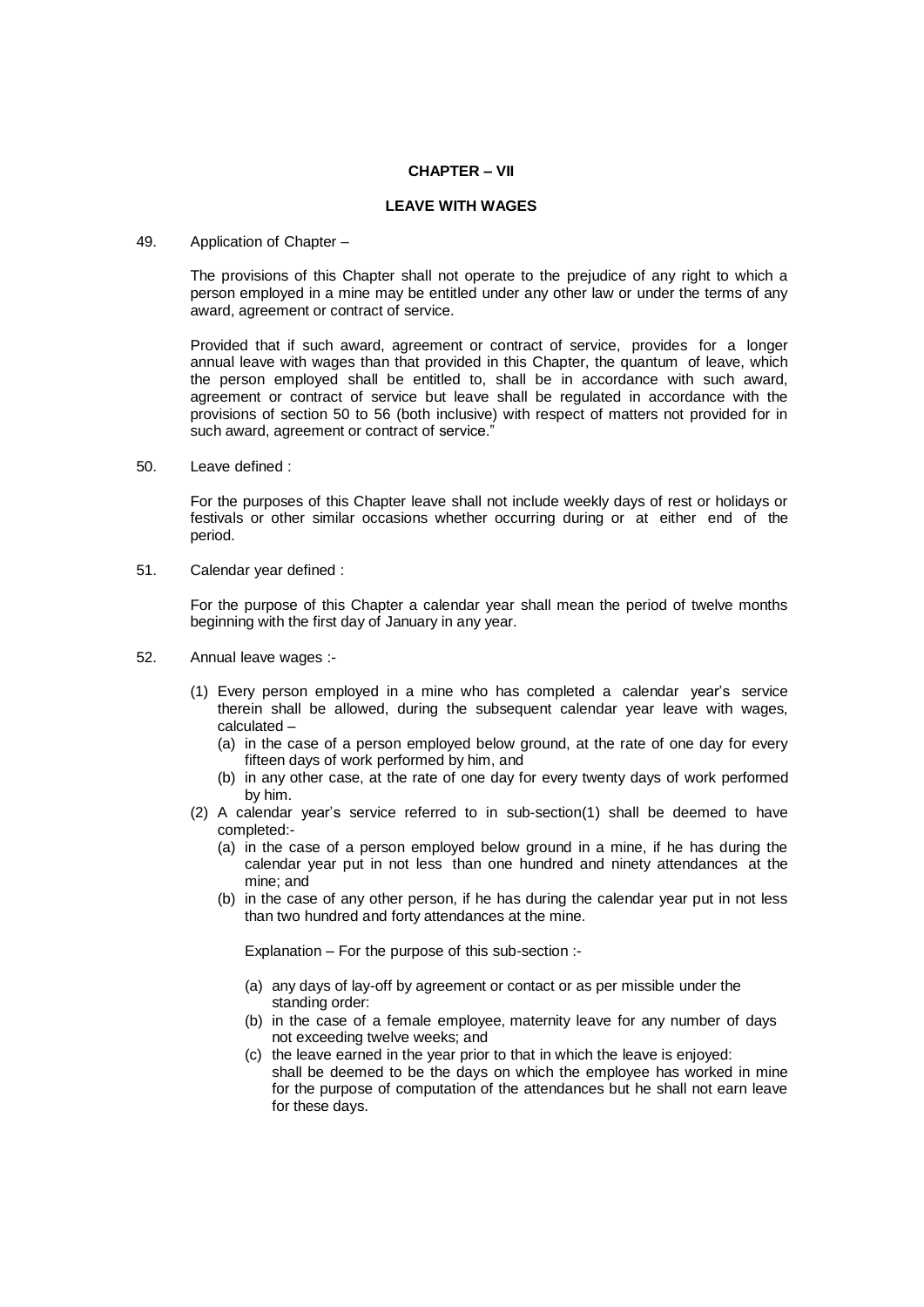## CHAPTER – VII

## LEAVE WITH WAGES

49. Application of Chapter –

The provisions of this Chapter shall not operate to the prejudice of any right to which a person employed in a mine may be entitled under any other law or under the terms of any award, agreement or contract of service.

Provided that if such award, agreement or contract of service, provides for a longer annual leave with wages than that provided in this Chapter, the quantum of leave, which the person employed shall be entitled to, shall be in accordance with such award, agreement or contract of service but leave shall be regulated in accordance with the provisions of section 50 to 56 (both inclusive) with respect of matters not provided for in such award, agreement or contract of service."

50. Leave defined :

For the purposes of this Chapter leave shall not include weekly days of rest or holidays or festivals or other similar occasions whether occurring during or at either end of the period.

51. Calendar year defined :

For the purpose of this Chapter a calendar year shall mean the period of twelve months beginning with the first day of January in any year.

52. Annual leave wages :-

(1) Every person employed in a mine who has completed a calendar year's service therein shall be allowed, during the subsequent calendar year leave with wages, calculated –
   (a) in the case of a person employed below ground, at the rate of one day for every fifteen days of work performed by him, and
   (b) in any other case, at the rate of one day for every twenty days of work performed by him.

(2) A calendar year's service referred to in sub-section(1) shall be deemed to have completed:-
   (a) in the case of a person employed below ground in a mine, if he has during the calendar year put in not less than one hundred and ninety attendances at the mine; and
   (b) in the case of any other person, if he has during the calendar year put in not less than two hundred and forty attendances at the mine.

   Explanation – For the purpose of this sub-section :-

   (a) any days of lay-off by agreement or contact or as per missible under the standing order:
   (b) in the case of a female employee, maternity leave for any number of days not exceeding twelve weeks; and
   (c) the leave earned in the year prior to that in which the leave is enjoyed:
   shall be deemed to be the days on which the employee has worked in mine for the purpose of computation of the attendances but he shall not earn leave for these days.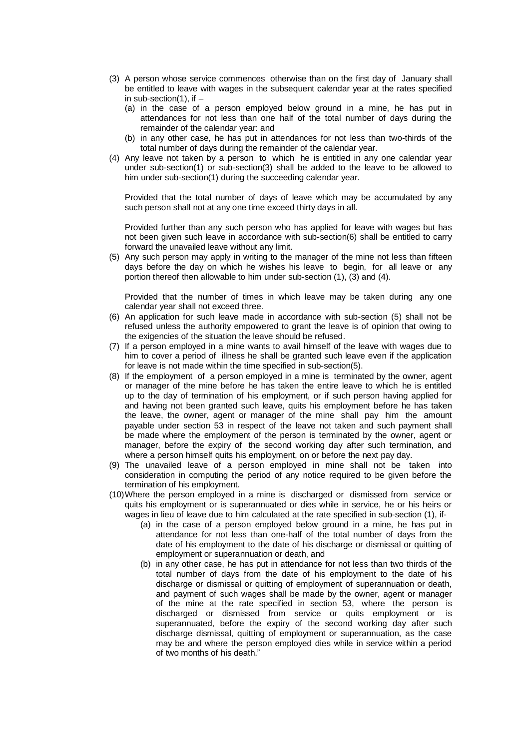(3) A person whose service commences otherwise than on the first day of January shall be entitled to leave with wages in the subsequent calendar year at the rates specified in sub-section(1), if –

   (a) in the case of a person employed below ground in a mine, he has put in attendances for not less than one half of the total number of days during the remainder of the calendar year: and

   (b) in any other case, he has put in attendances for not less than two-thirds of the total number of days during the remainder of the calendar year.

(4) Any leave not taken by a person to which he is entitled in any one calendar year under sub-section(1) or sub-section(3) shall be added to the leave to be allowed to him under sub-section(1) during the succeeding calendar year.

   Provided that the total number of days of leave which may be accumulated by any such person shall not at any one time exceed thirty days in all.

   Provided further than any such person who has applied for leave with wages but has not been given such leave in accordance with sub-section(6) shall be entitled to carry forward the unavailed leave without any limit.

(5) Any such person may apply in writing to the manager of the mine not less than fifteen days before the day on which he wishes his leave to begin, for all leave or any portion thereof then allowable to him under sub-section (1), (3) and (4).

   Provided that the number of times in which leave may be taken during any one calendar year shall not exceed three.

(6) An application for such leave made in accordance with sub-section (5) shall not be refused unless the authority empowered to grant the leave is of opinion that owing to the exigencies of the situation the leave should be refused.

(7) If a person employed in a mine wants to avail himself of the leave with wages due to him to cover a period of illness he shall be granted such leave even if the application for leave is not made within the time specified in sub-section(5).

(8) If the employment of a person employed in a mine is terminated by the owner, agent or manager of the mine before he has taken the entire leave to which he is entitled up to the day of termination of his employment, or if such person having applied for and having not been granted such leave, quits his employment before he has taken the leave, the owner, agent or manager of the mine shall pay him the amount payable under section 53 in respect of the leave not taken and such payment shall be made where the employment of the person is terminated by the owner, agent or manager, before the expiry of the second working day after such termination, and where a person himself quits his employment, on or before the next pay day.

(9) The unavailed leave of a person employed in mine shall not be taken into consideration in computing the period of any notice required to be given before the termination of his employment.

(10) Where the person employed in a mine is discharged or dismissed from service or quits his employment or is superannuated or dies while in service, he or his heirs or wages in lieu of leave due to him calculated at the rate specified in sub-section (1), if-

   (a) in the case of a person employed below ground in a mine, he has put in attendance for not less than one-half of the total number of days from the date of his employment to the date of his discharge or dismissal or quitting of employment or superannuation or death, and

   (b) in any other case, he has put in attendance for not less than two thirds of the total number of days from the date of his employment to the date of his discharge or dismissal or quitting of employment of superannuation or death, and payment of such wages shall be made by the owner, agent or manager of the mine at the rate specified in section 53, where the person is discharged or dismissed from service or quits employment or is superannuated, before the expiry of the second working day after such discharge dismissal, quitting of employment or superannuation, as the case may be and where the person employed dies while in service within a period of two months of his death."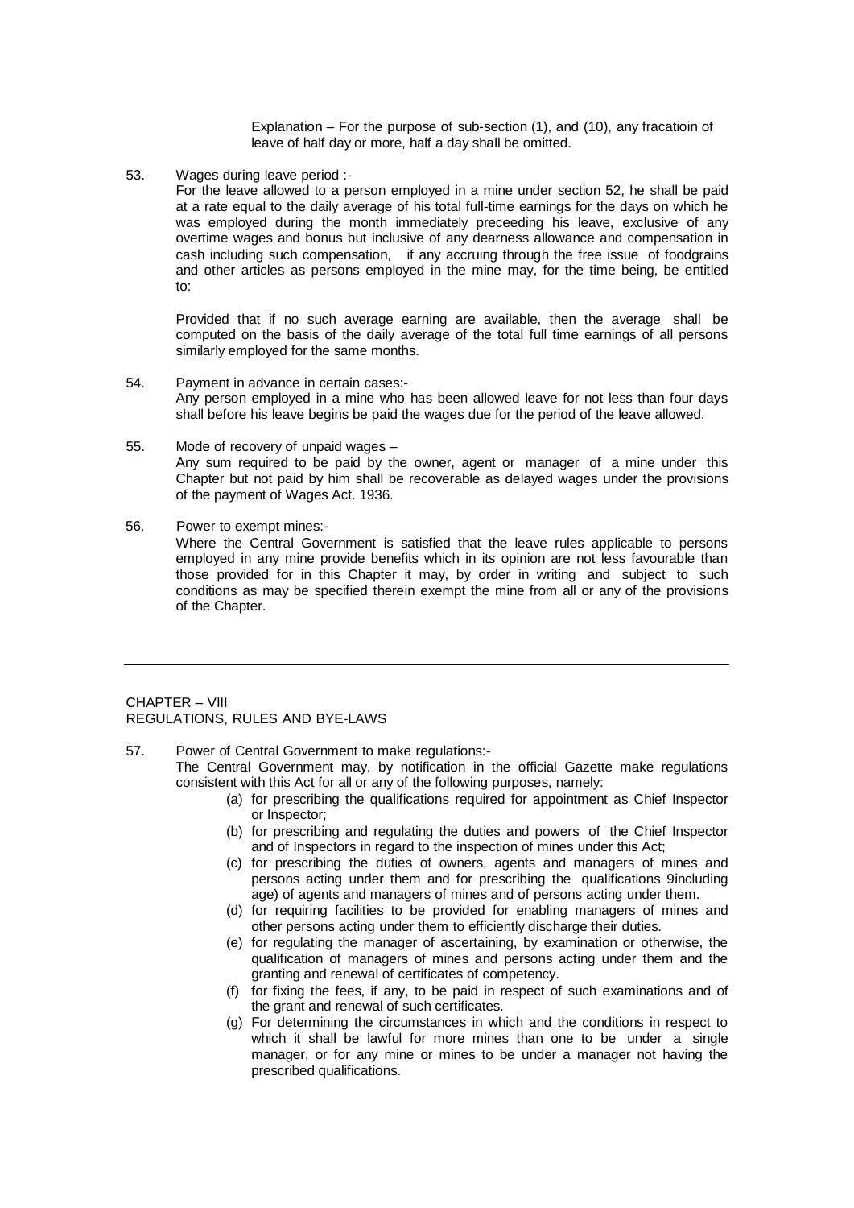Explanation – For the purpose of sub-section (1), and (10), any fracatioin of leave of half day or more, half a day shall be omitted.

53. Wages during leave period :-

For the leave allowed to a person employed in a mine under section 52, he shall be paid at a rate equal to the daily average of his total full-time earnings for the days on which he was employed during the month immediately preceeding his leave, exclusive of any overtime wages and bonus but inclusive of any dearness allowance and compensation in cash including such compensation, if any accruing through the free issue of foodgrains and other articles as persons employed in the mine may, for the time being, be entitled to:

Provided that if no such average earning are available, then the average shall be computed on the basis of the daily average of the total full time earnings of all persons similarly employed for the same months.

54. Payment in advance in certain cases:-

Any person employed in a mine who has been allowed leave for not less than four days shall before his leave begins be paid the wages due for the period of the leave allowed.

55. Mode of recovery of unpaid wages –

Any sum required to be paid by the owner, agent or manager of a mine under this Chapter but not paid by him shall be recoverable as delayed wages under the provisions of the payment of Wages Act. 1936.

56. Power to exempt mines:-

Where the Central Government is satisfied that the leave rules applicable to persons employed in any mine provide benefits which in its opinion are not less favourable than those provided for in this Chapter it may, by order in writing and subject to such conditions as may be specified therein exempt the mine from all or any of the provisions of the Chapter.

---

## CHAPTER – VIII
## REGULATIONS, RULES AND BYE-LAWS

57. Power of Central Government to make regulations:-

The Central Government may, by notification in the official Gazette make regulations consistent with this Act for all or any of the following purposes, namely:

(a) for prescribing the qualifications required for appointment as Chief Inspector or Inspector;

(b) for prescribing and regulating the duties and powers of the Chief Inspector and of Inspectors in regard to the inspection of mines under this Act;

(c) for prescribing the duties of owners, agents and managers of mines and persons acting under them and for prescribing the qualifications 9including age) of agents and managers of mines and of persons acting under them.

(d) for requiring facilities to be provided for enabling managers of mines and other persons acting under them to efficiently discharge their duties.

(e) for regulating the manager of ascertaining, by examination or otherwise, the qualification of managers of mines and persons acting under them and the granting and renewal of certificates of competency.

(f) for fixing the fees, if any, to be paid in respect of such examinations and of the grant and renewal of such certificates.

(g) For determining the circumstances in which and the conditions in respect to which it shall be lawful for more mines than one to be under a single manager, or for any mine or mines to be under a manager not having the prescribed qualifications.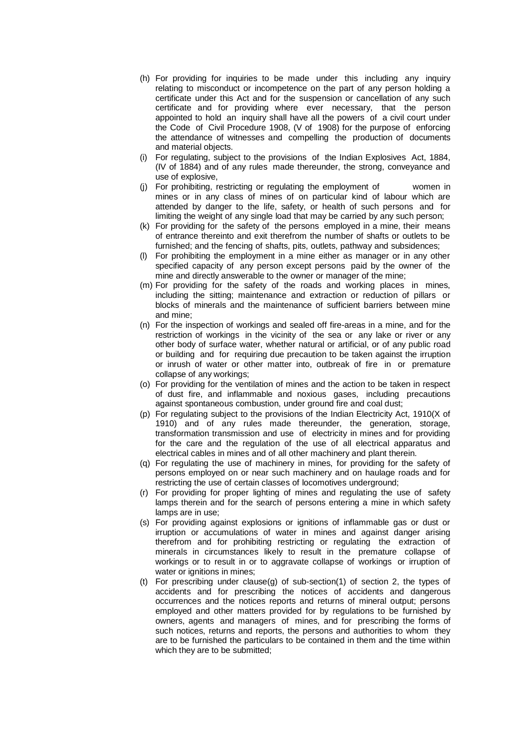(h) For providing for inquiries to be made under this including any inquiry relating to misconduct or incompetence on the part of any person holding a certificate under this Act and for the suspension or cancellation of any such certificate and for providing where ever necessary, that the person appointed to hold an inquiry shall have all the powers of a civil court under the Code of Civil Procedure 1908, (V of 1908) for the purpose of enforcing the attendance of witnesses and compelling the production of documents and material objects.

(i) For regulating, subject to the provisions of the Indian Explosives Act, 1884, (IV of 1884) and of any rules made thereunder, the strong, conveyance and use of explosive,

(j) For prohibiting, restricting or regulating the employment of women in mines or in any class of mines of on particular kind of labour which are attended by danger to the life, safety, or health of such persons and for limiting the weight of any single load that may be carried by any such person;

(k) For providing for the safety of the persons employed in a mine, their means of entrance thereinto and exit therefrom the number of shafts or outlets to be furnished; and the fencing of shafts, pits, outlets, pathway and subsidences;

(l) For prohibiting the employment in a mine either as manager or in any other specified capacity of any person except persons paid by the owner of the mine and directly answerable to the owner or manager of the mine;

(m) For providing for the safety of the roads and working places in mines, including the sitting; maintenance and extraction or reduction of pillars or blocks of minerals and the maintenance of sufficient barriers between mine and mine;

(n) For the inspection of workings and sealed off fire-areas in a mine, and for the restriction of workings in the vicinity of the sea or any lake or river or any other body of surface water, whether natural or artificial, or of any public road or building and for requiring due precaution to be taken against the irruption or inrush of water or other matter into, outbreak of fire in or premature collapse of any workings;

(o) For providing for the ventilation of mines and the action to be taken in respect of dust fire, and inflammable and noxious gases, including precautions against spontaneous combustion, under ground fire and coal dust;

(p) For regulating subject to the provisions of the Indian Electricity Act, 1910(X of 1910) and of any rules made thereunder, the generation, storage, transformation transmission and use of electricity in mines and for providing for the care and the regulation of the use of all electrical apparatus and electrical cables in mines and of all other machinery and plant therein.

(q) For regulating the use of machinery in mines, for providing for the safety of persons employed on or near such machinery and on haulage roads and for restricting the use of certain classes of locomotives underground;

(r) For providing for proper lighting of mines and regulating the use of safety lamps therein and for the search of persons entering a mine in which safety lamps are in use;

(s) For providing against explosions or ignitions of inflammable gas or dust or irruption or accumulations of water in mines and against danger arising therefrom and for prohibiting restricting or regulating the extraction of minerals in circumstances likely to result in the premature collapse of workings or to result in or to aggravate collapse of workings or irruption of water or ignitions in mines;

(t) For prescribing under clause(g) of sub-section(1) of section 2, the types of accidents and for prescribing the notices of accidents and dangerous occurrences and the notices reports and returns of mineral output; persons employed and other matters provided for by regulations to be furnished by owners, agents and managers of mines, and for prescribing the forms of such notices, returns and reports, the persons and authorities to whom they are to be furnished the particulars to be contained in them and the time within which they are to be submitted;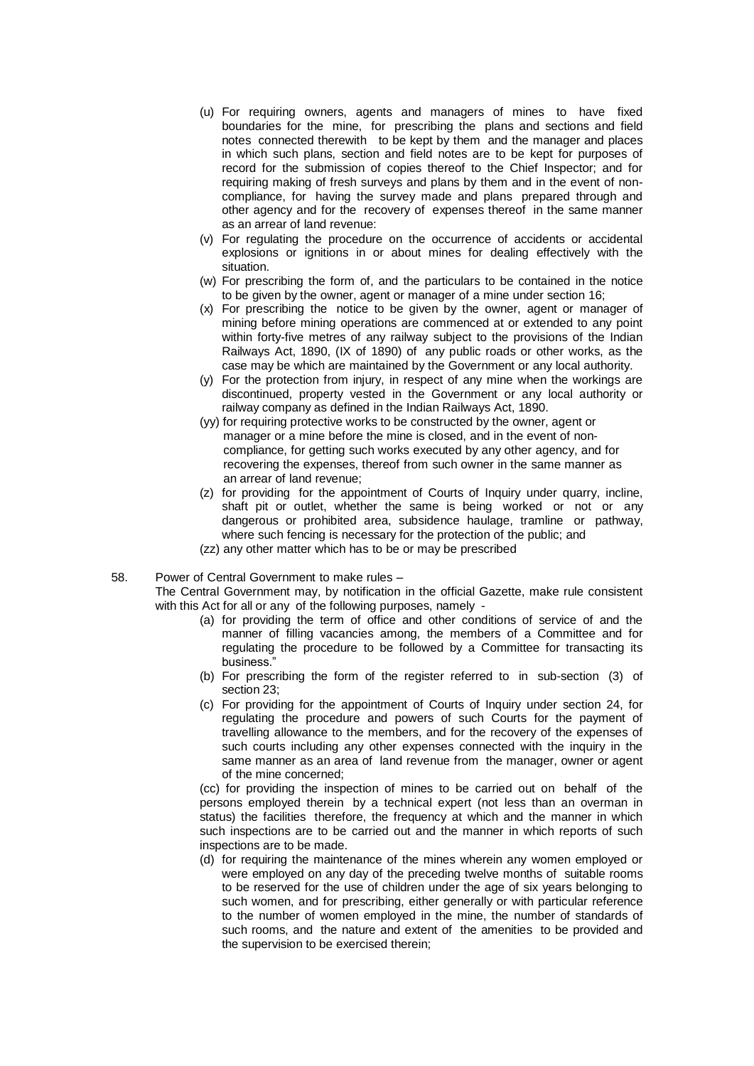(u) For requiring owners, agents and managers of mines to have fixed boundaries for the mine, for prescribing the plans and sections and field notes connected therewith to be kept by them and the manager and places in which such plans, section and field notes are to be kept for purposes of record for the submission of copies thereof to the Chief Inspector; and for requiring making of fresh surveys and plans by them and in the event of non-compliance, for having the survey made and plans prepared through and other agency and for the recovery of expenses thereof in the same manner as an arrear of land revenue:

(v) For regulating the procedure on the occurrence of accidents or accidental explosions or ignitions in or about mines for dealing effectively with the situation.

(w) For prescribing the form of, and the particulars to be contained in the notice to be given by the owner, agent or manager of a mine under section 16;

(x) For prescribing the notice to be given by the owner, agent or manager of mining before mining operations are commenced at or extended to any point within forty-five metres of any railway subject to the provisions of the Indian Railways Act, 1890, (IX of 1890) of any public roads or other works, as the case may be which are maintained by the Government or any local authority.

(y) For the protection from injury, in respect of any mine when the workings are discontinued, property vested in the Government or any local authority or railway company as defined in the Indian Railways Act, 1890.

(yy) for requiring protective works to be constructed by the owner, agent or manager or a mine before the mine is closed, and in the event of non-compliance, for getting such works executed by any other agency, and for recovering the expenses, thereof from such owner in the same manner as an arrear of land revenue;

(z) for providing for the appointment of Courts of Inquiry under quarry, incline, shaft pit or outlet, whether the same is being worked or not or any dangerous or prohibited area, subsidence haulage, tramline or pathway, where such fencing is necessary for the protection of the public; and

(zz) any other matter which has to be or may be prescribed

58. Power of Central Government to make rules –

The Central Government may, by notification in the official Gazette, make rule consistent with this Act for all or any of the following purposes, namely -

(a) for providing the term of office and other conditions of service of and the manner of filling vacancies among, the members of a Committee and for regulating the procedure to be followed by a Committee for transacting its business."

(b) For prescribing the form of the register referred to in sub-section (3) of section 23;

(c) For providing for the appointment of Courts of Inquiry under section 24, for regulating the procedure and powers of such Courts for the payment of travelling allowance to the members, and for the recovery of the expenses of such courts including any other expenses connected with the inquiry in the same manner as an area of land revenue from the manager, owner or agent of the mine concerned;

(cc) for providing the inspection of mines to be carried out on behalf of the persons employed therein by a technical expert (not less than an overman in status) the facilities therefore, the frequency at which and the manner in which such inspections are to be carried out and the manner in which reports of such inspections are to be made.

(d) for requiring the maintenance of the mines wherein any women employed or were employed on any day of the preceding twelve months of suitable rooms to be reserved for the use of children under the age of six years belonging to such women, and for prescribing, either generally or with particular reference to the number of women employed in the mine, the number of standards of such rooms, and the nature and extent of the amenities to be provided and the supervision to be exercised therein;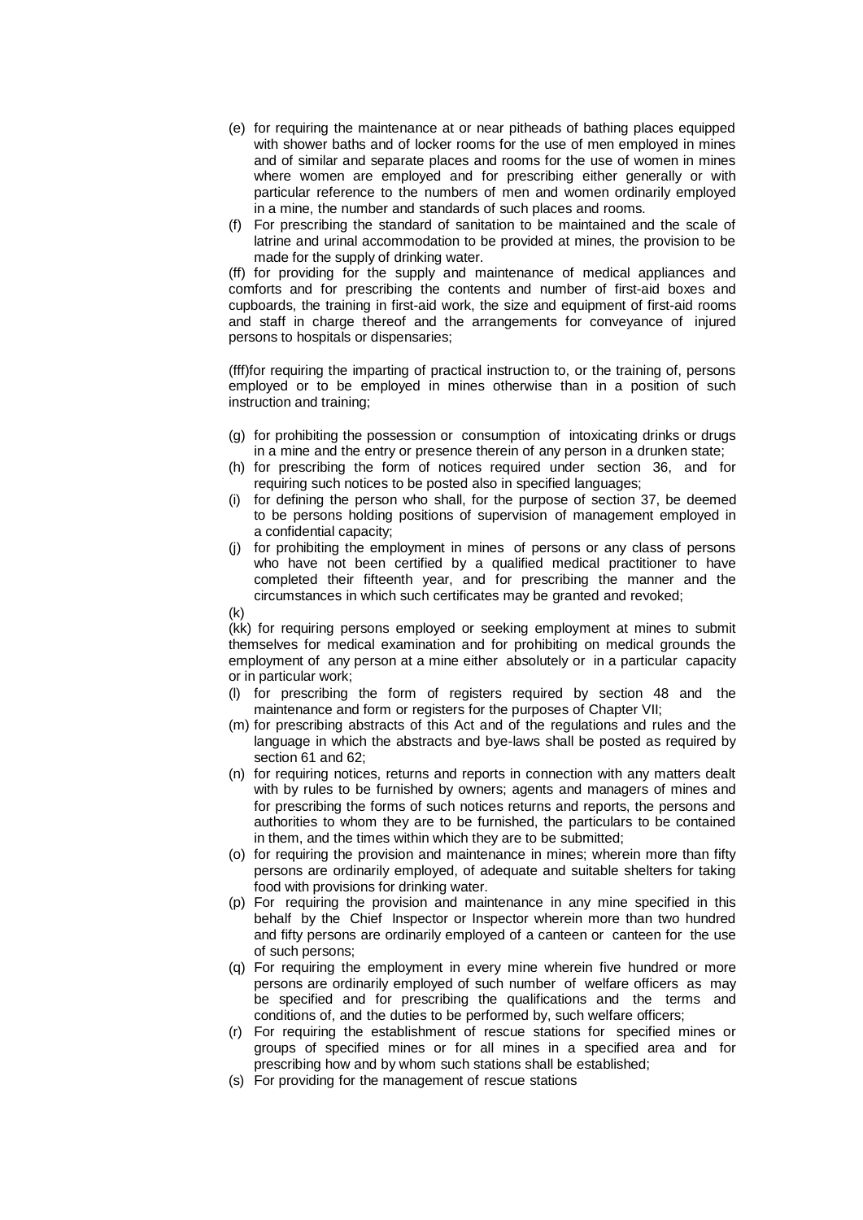(e) for requiring the maintenance at or near pitheads of bathing places equipped with shower baths and of locker rooms for the use of men employed in mines and of similar and separate places and rooms for the use of women in mines where women are employed and for prescribing either generally or with particular reference to the numbers of men and women ordinarily employed in a mine, the number and standards of such places and rooms.

(f) For prescribing the standard of sanitation to be maintained and the scale of latrine and urinal accommodation to be provided at mines, the provision to be made for the supply of drinking water.

(ff) for providing for the supply and maintenance of medical appliances and comforts and for prescribing the contents and number of first-aid boxes and cupboards, the training in first-aid work, the size and equipment of first-aid rooms and staff in charge thereof and the arrangements for conveyance of injured persons to hospitals or dispensaries;

(fff)for requiring the imparting of practical instruction to, or the training of, persons employed or to be employed in mines otherwise than in a position of such instruction and training;

(g) for prohibiting the possession or consumption of intoxicating drinks or drugs in a mine and the entry or presence therein of any person in a drunken state;

(h) for prescribing the form of notices required under section 36, and for requiring such notices to be posted also in specified languages;

(i) for defining the person who shall, for the purpose of section 37, be deemed to be persons holding positions of supervision of management employed in a confidential capacity;

(j) for prohibiting the employment in mines of persons or any class of persons who have not been certified by a qualified medical practitioner to have completed their fifteenth year, and for prescribing the manner and the circumstances in which such certificates may be granted and revoked;

(k)

(kk) for requiring persons employed or seeking employment at mines to submit themselves for medical examination and for prohibiting on medical grounds the employment of any person at a mine either absolutely or in a particular capacity or in particular work;

(l) for prescribing the form of registers required by section 48 and the maintenance and form or registers for the purposes of Chapter VII;

(m) for prescribing abstracts of this Act and of the regulations and rules and the language in which the abstracts and bye-laws shall be posted as required by section 61 and 62;

(n) for requiring notices, returns and reports in connection with any matters dealt with by rules to be furnished by owners; agents and managers of mines and for prescribing the forms of such notices returns and reports, the persons and authorities to whom they are to be furnished, the particulars to be contained in them, and the times within which they are to be submitted;

(o) for requiring the provision and maintenance in mines; wherein more than fifty persons are ordinarily employed, of adequate and suitable shelters for taking food with provisions for drinking water.

(p) For requiring the provision and maintenance in any mine specified in this behalf by the Chief Inspector or Inspector wherein more than two hundred and fifty persons are ordinarily employed of a canteen or canteen for the use of such persons;

(q) For requiring the employment in every mine wherein five hundred or more persons are ordinarily employed of such number of welfare officers as may be specified and for prescribing the qualifications and the terms and conditions of, and the duties to be performed by, such welfare officers;

(r) For requiring the establishment of rescue stations for specified mines or groups of specified mines or for all mines in a specified area and for prescribing how and by whom such stations shall be established;

(s) For providing for the management of rescue stations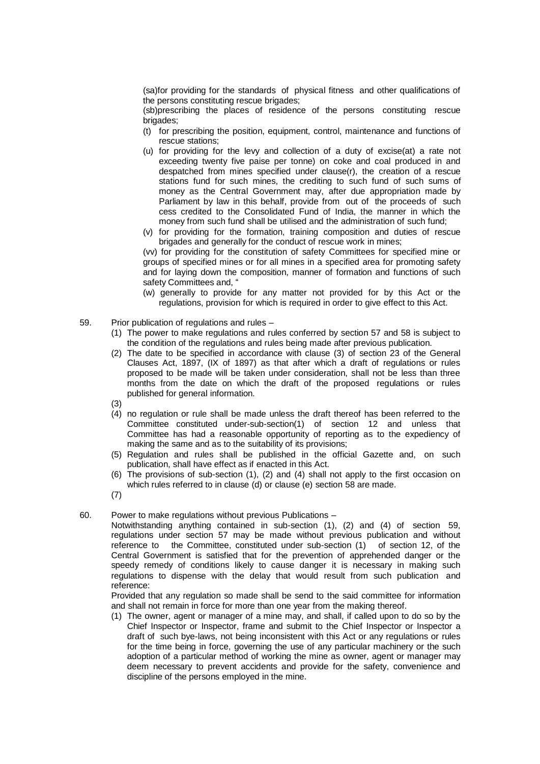(sa)for providing for the standards of physical fitness and other qualifications of the persons constituting rescue brigades;

(sb)prescribing the places of residence of the persons constituting rescue brigades;

(t) for prescribing the position, equipment, control, maintenance and functions of rescue stations;

(u) for providing for the levy and collection of a duty of excise(at) a rate not exceeding twenty five paise per tonne) on coke and coal produced in and despatched from mines specified under clause(r), the creation of a rescue stations fund for such mines, the crediting to such fund of such sums of money as the Central Government may, after due appropriation made by Parliament by law in this behalf, provide from out of the proceeds of such cess credited to the Consolidated Fund of India, the manner in which the money from such fund shall be utilised and the administration of such fund;

(v) for providing for the formation, training composition and duties of rescue brigades and generally for the conduct of rescue work in mines;

(vv) for providing for the constitution of safety Committees for specified mine or groups of specified mines or for all mines in a specified area for promoting safety and for laying down the composition, manner of formation and functions of such safety Committees and, "

(w) generally to provide for any matter not provided for by this Act or the regulations, provision for which is required in order to give effect to this Act.

59. Prior publication of regulations and rules –

(1) The power to make regulations and rules conferred by section 57 and 58 is subject to the condition of the regulations and rules being made after previous publication.

(2) The date to be specified in accordance with clause (3) of section 23 of the General Clauses Act, 1897, (IX of 1897) as that after which a draft of regulations or rules proposed to be made will be taken under consideration, shall not be less than three months from the date on which the draft of the proposed regulations or rules published for general information.

(3)

(4) no regulation or rule shall be made unless the draft thereof has been referred to the Committee constituted under-sub-section(1) of section 12 and unless that Committee has had a reasonable opportunity of reporting as to the expediency of making the same and as to the suitability of its provisions;

(5) Regulation and rules shall be published in the official Gazette and, on such publication, shall have effect as if enacted in this Act.

(6) The provisions of sub-section (1), (2) and (4) shall not apply to the first occasion on which rules referred to in clause (d) or clause (e) section 58 are made.

(7)

60. Power to make regulations without previous Publications –

Notwithstanding anything contained in sub-section (1), (2) and (4) of section 59, regulations under section 57 may be made without previous publication and without reference to the Committee, constituted under sub-section (1) of section 12, of the Central Government is satisfied that for the prevention of apprehended danger or the speedy remedy of conditions likely to cause danger it is necessary in making such regulations to dispense with the delay that would result from such publication and reference:

Provided that any regulation so made shall be send to the said committee for information and shall not remain in force for more than one year from the making thereof.

(1) The owner, agent or manager of a mine may, and shall, if called upon to do so by the Chief Inspector or Inspector, frame and submit to the Chief Inspector or Inspector a draft of such bye-laws, not being inconsistent with this Act or any regulations or rules for the time being in force, governing the use of any particular machinery or the such adoption of a particular method of working the mine as owner, agent or manager may deem necessary to prevent accidents and provide for the safety, convenience and discipline of the persons employed in the mine.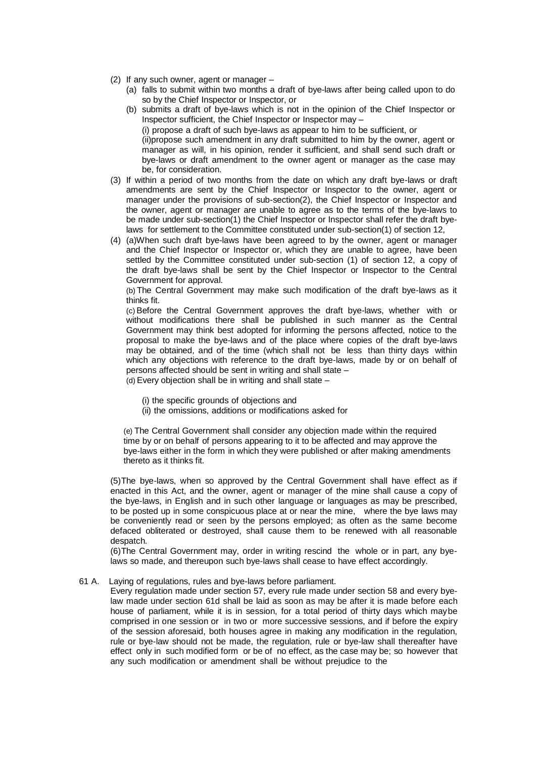(2) If any such owner, agent or manager –

(a) falls to submit within two months a draft of bye-laws after being called upon to do so by the Chief Inspector or Inspector, or

(b) submits a draft of bye-laws which is not in the opinion of the Chief Inspector or Inspector sufficient, the Chief Inspector or Inspector may –

(i) propose a draft of such bye-laws as appear to him to be sufficient, or

(ii)propose such amendment in any draft submitted to him by the owner, agent or manager as will, in his opinion, render it sufficient, and shall send such draft or bye-laws or draft amendment to the owner agent or manager as the case may be, for consideration.

(3) If within a period of two months from the date on which any draft bye-laws or draft amendments are sent by the Chief Inspector or Inspector to the owner, agent or manager under the provisions of sub-section(2), the Chief Inspector or Inspector and the owner, agent or manager are unable to agree as to the terms of the bye-laws to be made under sub-section(1) the Chief Inspector or Inspector shall refer the draft bye-laws for settlement to the Committee constituted under sub-section(1) of section 12,

(4) (a)When such draft bye-laws have been agreed to by the owner, agent or manager and the Chief Inspector or Inspector or, which they are unable to agree, have been settled by the Committee constituted under sub-section (1) of section 12, a copy of the draft bye-laws shall be sent by the Chief Inspector or Inspector to the Central Government for approval.

(b) The Central Government may make such modification of the draft bye-laws as it thinks fit.

(c) Before the Central Government approves the draft bye-laws, whether with or without modifications there shall be published in such manner as the Central Government may think best adopted for informing the persons affected, notice to the proposal to make the bye-laws and of the place where copies of the draft bye-laws may be obtained, and of the time (which shall not be less than thirty days within which any objections with reference to the draft bye-laws, made by or on behalf of persons affected should be sent in writing and shall state –

(d) Every objection shall be in writing and shall state –

(i) the specific grounds of objections and

(ii) the omissions, additions or modifications asked for

(e) The Central Government shall consider any objection made within the required time by or on behalf of persons appearing to it to be affected and may approve the bye-laws either in the form in which they were published or after making amendments thereto as it thinks fit.

(5)The bye-laws, when so approved by the Central Government shall have effect as if enacted in this Act, and the owner, agent or manager of the mine shall cause a copy of the bye-laws, in English and in such other language or languages as may be prescribed, to be posted up in some conspicuous place at or near the mine, where the bye laws may be conveniently read or seen by the persons employed; as often as the same become defaced obliterated or destroyed, shall cause them to be renewed with all reasonable despatch.

(6)The Central Government may, order in writing rescind the whole or in part, any bye-laws so made, and thereupon such bye-laws shall cease to have effect accordingly.

61 A. Laying of regulations, rules and bye-laws before parliament.

Every regulation made under section 57, every rule made under section 58 and every bye-law made under section 61d shall be laid as soon as may be after it is made before each house of parliament, while it is in session, for a total period of thirty days which maybe comprised in one session or in two or more successive sessions, and if before the expiry of the session aforesaid, both houses agree in making any modification in the regulation, rule or bye-law should not be made, the regulation, rule or bye-law shall thereafter have effect only in such modified form or be of no effect, as the case may be; so however that any such modification or amendment shall be without prejudice to the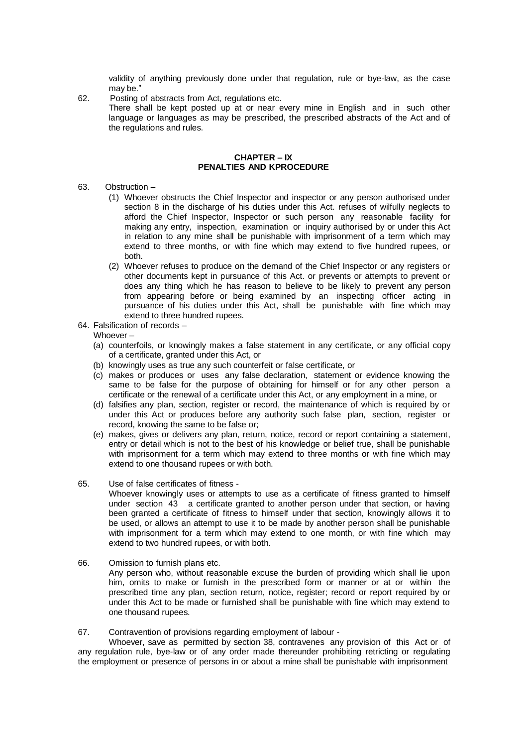validity of anything previously done under that regulation, rule or bye-law, as the case may be."

62. Posting of abstracts from Act, regulations etc.

There shall be kept posted up at or near every mine in English and in such other language or languages as may be prescribed, the prescribed abstracts of the Act and of the regulations and rules.

## CHAPTER – IX
## PENALTIES AND KPROCEDURE

63. Obstruction –

(1) Whoever obstructs the Chief Inspector and inspector or any person authorised under section 8 in the discharge of his duties under this Act. refuses of wilfully neglects to afford the Chief Inspector, Inspector or such person any reasonable facility for making any entry, inspection, examination or inquiry authorised by or under this Act in relation to any mine shall be punishable with imprisonment of a term which may extend to three months, or with fine which may extend to five hundred rupees, or both.

(2) Whoever refuses to produce on the demand of the Chief Inspector or any registers or other documents kept in pursuance of this Act. or prevents or attempts to prevent or does any thing which he has reason to believe to be likely to prevent any person from appearing before or being examined by an inspecting officer acting in pursuance of his duties under this Act, shall be punishable with fine which may extend to three hundred rupees.

64. Falsification of records –

Whoever –

(a) counterfoils, or knowingly makes a false statement in any certificate, or any official copy of a certificate, granted under this Act, or

(b) knowingly uses as true any such counterfeit or false certificate, or

(c) makes or produces or uses any false declaration, statement or evidence knowing the same to be false for the purpose of obtaining for himself or for any other person a certificate or the renewal of a certificate under this Act, or any employment in a mine, or

(d) falsifies any plan, section, register or record, the maintenance of which is required by or under this Act or produces before any authority such false plan, section, register or record, knowing the same to be false or;

(e) makes, gives or delivers any plan, return, notice, record or report containing a statement, entry or detail which is not to the best of his knowledge or belief true, shall be punishable with imprisonment for a term which may extend to three months or with fine which may extend to one thousand rupees or with both.

65. Use of false certificates of fitness -

Whoever knowingly uses or attempts to use as a certificate of fitness granted to himself under section 43 a certificate granted to another person under that section, or having been granted a certificate of fitness to himself under that section, knowingly allows it to be used, or allows an attempt to use it to be made by another person shall be punishable with imprisonment for a term which may extend to one month, or with fine which may extend to two hundred rupees, or with both.

66. Omission to furnish plans etc.

Any person who, without reasonable excuse the burden of providing which shall lie upon him, omits to make or furnish in the prescribed form or manner or at or within the prescribed time any plan, section return, notice, register; record or report required by or under this Act to be made or furnished shall be punishable with fine which may extend to one thousand rupees.

67. Contravention of provisions regarding employment of labour -

Whoever, save as permitted by section 38, contravenes any provision of this Act or of any regulation rule, bye-law or of any order made thereunder prohibiting retricting or regulating the employment or presence of persons in or about a mine shall be punishable with imprisonment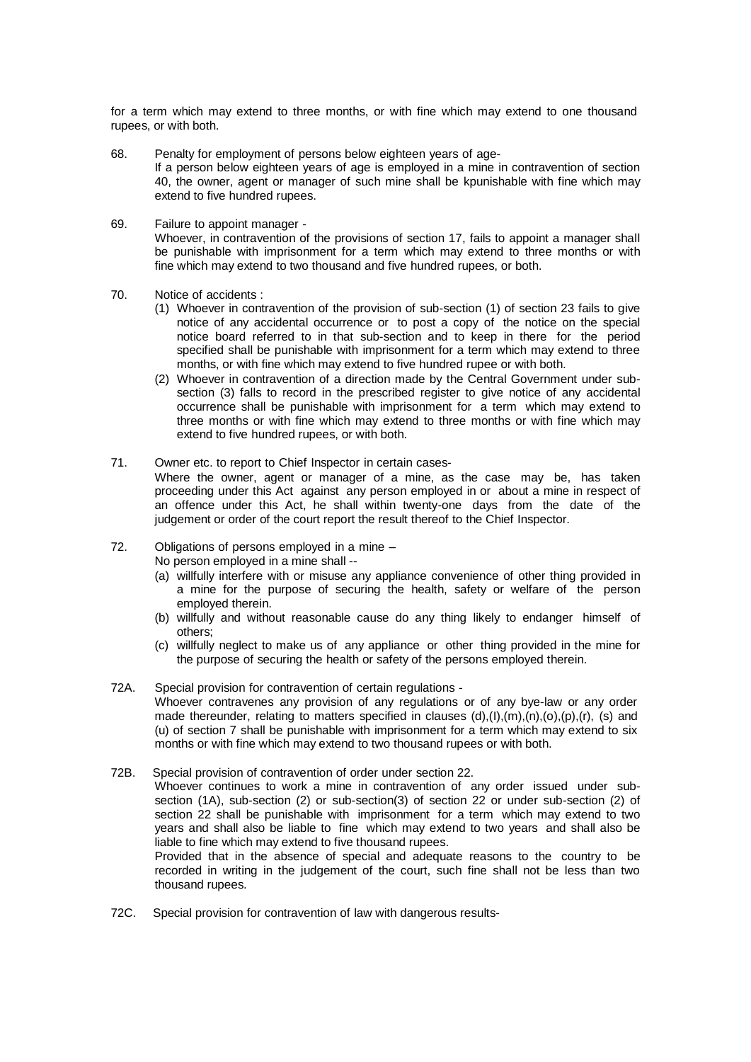for a term which may extend to three months, or with fine which may extend to one thousand rupees, or with both.

68. Penalty for employment of persons below eighteen years of age-
    If a person below eighteen years of age is employed in a mine in contravention of section 40, the owner, agent or manager of such mine shall be kpunishable with fine which may extend to five hundred rupees.

69. Failure to appoint manager -
    Whoever, in contravention of the provisions of section 17, fails to appoint a manager shall be punishable with imprisonment for a term which may extend to three months or with fine which may extend to two thousand and five hundred rupees, or both.

70. Notice of accidents :
    (1) Whoever in contravention of the provision of sub-section (1) of section 23 fails to give notice of any accidental occurrence or to post a copy of the notice on the special notice board referred to in that sub-section and to keep in there for the period specified shall be punishable with imprisonment for a term which may extend to three months, or with fine which may extend to five hundred rupee or with both.
    (2) Whoever in contravention of a direction made by the Central Government under sub-section (3) falls to record in the prescribed register to give notice of any accidental occurrence shall be punishable with imprisonment for a term which may extend to three months or with fine which may extend to three months or with fine which may extend to five hundred rupees, or with both.

71. Owner etc. to report to Chief Inspector in certain cases-
    Where the owner, agent or manager of a mine, as the case may be, has taken proceeding under this Act against any person employed in or about a mine in respect of an offence under this Act, he shall within twenty-one days from the date of the judgement or order of the court report the result thereof to the Chief Inspector.

72. Obligations of persons employed in a mine –
    No person employed in a mine shall --
    (a) willfully interfere with or misuse any appliance convenience of other thing provided in a mine for the purpose of securing the health, safety or welfare of the person employed therein.
    (b) willfully and without reasonable cause do any thing likely to endanger himself of others;
    (c) willfully neglect to make us of any appliance or other thing provided in the mine for the purpose of securing the health or safety of the persons employed therein.

72A. Special provision for contravention of certain regulations -
    Whoever contravenes any provision of any regulations or of any bye-law or any order made thereunder, relating to matters specified in clauses (d),(I),(m),(n),(o),(p),(r), (s) and (u) of section 7 shall be punishable with imprisonment for a term which may extend to six months or with fine which may extend to two thousand rupees or with both.

72B. Special provision of contravention of order under section 22.
    Whoever continues to work a mine in contravention of any order issued under sub-section (1A), sub-section (2) or sub-section(3) of section 22 or under sub-section (2) of section 22 shall be punishable with imprisonment for a term which may extend to two years and shall also be liable to fine which may extend to two years and shall also be liable to fine which may extend to five thousand rupees.
    Provided that in the absence of special and adequate reasons to the country to be recorded in writing in the judgement of the court, such fine shall not be less than two thousand rupees.

72C. Special provision for contravention of law with dangerous results-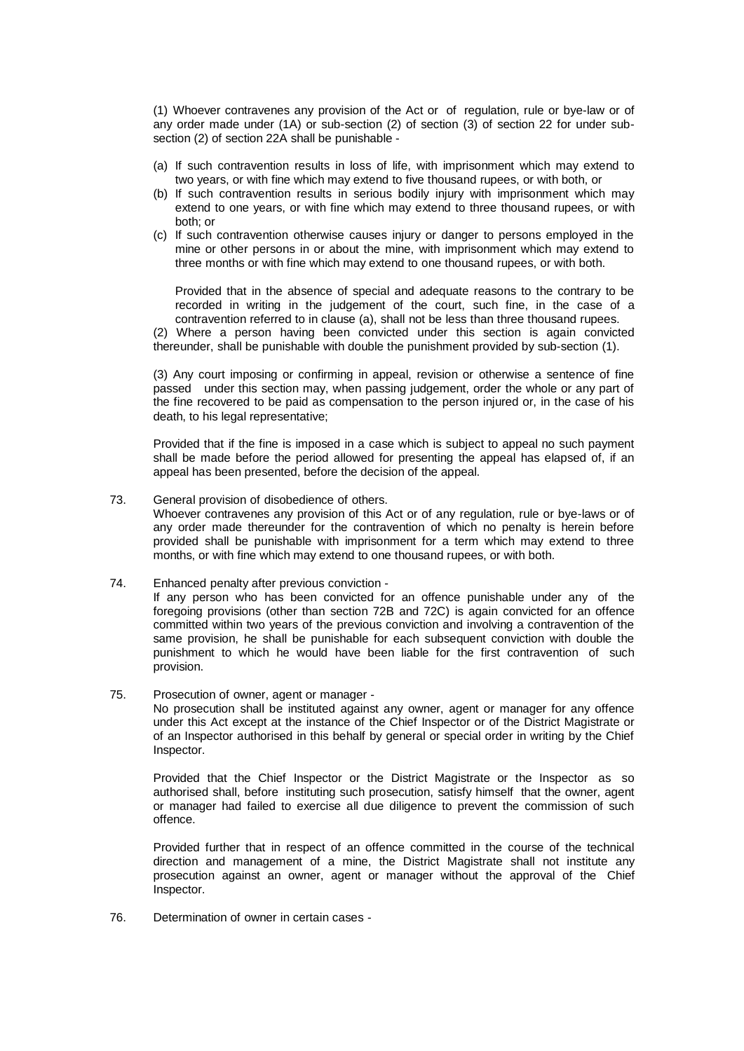(1) Whoever contravenes any provision of the Act or of regulation, rule or bye-law or of any order made under (1A) or sub-section (2) of section (3) of section 22 for under sub-section (2) of section 22A shall be punishable -

(a) If such contravention results in loss of life, with imprisonment which may extend to two years, or with fine which may extend to five thousand rupees, or with both, or
(b) If such contravention results in serious bodily injury with imprisonment which may extend to one years, or with fine which may extend to three thousand rupees, or with both; or
(c) If such contravention otherwise causes injury or danger to persons employed in the mine or other persons in or about the mine, with imprisonment which may extend to three months or with fine which may extend to one thousand rupees, or with both.

Provided that in the absence of special and adequate reasons to the contrary to be recorded in writing in the judgement of the court, such fine, in the case of a contravention referred to in clause (a), shall not be less than three thousand rupees.

(2) Where a person having been convicted under this section is again convicted thereunder, shall be punishable with double the punishment provided by sub-section (1).

(3) Any court imposing or confirming in appeal, revision or otherwise a sentence of fine passed under this section may, when passing judgement, order the whole or any part of the fine recovered to be paid as compensation to the person injured or, in the case of his death, to his legal representative;

Provided that if the fine is imposed in a case which is subject to appeal no such payment shall be made before the period allowed for presenting the appeal has elapsed of, if an appeal has been presented, before the decision of the appeal.

73. General provision of disobedience of others.
Whoever contravenes any provision of this Act or of any regulation, rule or bye-laws or of any order made thereunder for the contravention of which no penalty is herein before provided shall be punishable with imprisonment for a term which may extend to three months, or with fine which may extend to one thousand rupees, or with both.

74. Enhanced penalty after previous conviction -
If any person who has been convicted for an offence punishable under any of the foregoing provisions (other than section 72B and 72C) is again convicted for an offence committed within two years of the previous conviction and involving a contravention of the same provision, he shall be punishable for each subsequent conviction with double the punishment to which he would have been liable for the first contravention of such provision.

75. Prosecution of owner, agent or manager -
No prosecution shall be instituted against any owner, agent or manager for any offence under this Act except at the instance of the Chief Inspector or of the District Magistrate or of an Inspector authorised in this behalf by general or special order in writing by the Chief Inspector.

Provided that the Chief Inspector or the District Magistrate or the Inspector as so authorised shall, before instituting such prosecution, satisfy himself that the owner, agent or manager had failed to exercise all due diligence to prevent the commission of such offence.

Provided further that in respect of an offence committed in the course of the technical direction and management of a mine, the District Magistrate shall not institute any prosecution against an owner, agent or manager without the approval of the Chief Inspector.

76. Determination of owner in certain cases -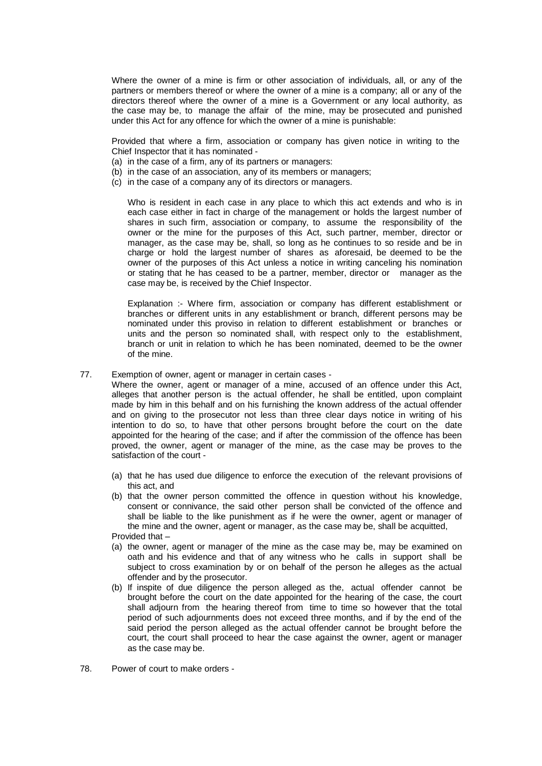Where the owner of a mine is firm or other association of individuals, all, or any of the partners or members thereof or where the owner of a mine is a company; all or any of the directors thereof where the owner of a mine is a Government or any local authority, as the case may be, to manage the affair of the mine, may be prosecuted and punished under this Act for any offence for which the owner of a mine is punishable:

Provided that where a firm, association or company has given notice in writing to the Chief Inspector that it has nominated -

(a) in the case of a firm, any of its partners or managers:
(b) in the case of an association, any of its members or managers;
(c) in the case of a company any of its directors or managers.

Who is resident in each case in any place to which this act extends and who is in each case either in fact in charge of the management or holds the largest number of shares in such firm, association or company, to assume the responsibility of the owner or the mine for the purposes of this Act, such partner, member, director or manager, as the case may be, shall, so long as he continues to so reside and be in charge or hold the largest number of shares as aforesaid, be deemed to be the owner of the purposes of this Act unless a notice in writing canceling his nomination or stating that he has ceased to be a partner, member, director or manager as the case may be, is received by the Chief Inspector.

Explanation :- Where firm, association or company has different establishment or branches or different units in any establishment or branch, different persons may be nominated under this proviso in relation to different establishment or branches or units and the person so nominated shall, with respect only to the establishment, branch or unit in relation to which he has been nominated, deemed to be the owner of the mine.

77. Exemption of owner, agent or manager in certain cases -

Where the owner, agent or manager of a mine, accused of an offence under this Act, alleges that another person is the actual offender, he shall be entitled, upon complaint made by him in this behalf and on his furnishing the known address of the actual offender and on giving to the prosecutor not less than three clear days notice in writing of his intention to do so, to have that other persons brought before the court on the date appointed for the hearing of the case; and if after the commission of the offence has been proved, the owner, agent or manager of the mine, as the case may be proves to the satisfaction of the court -

(a) that he has used due diligence to enforce the execution of the relevant provisions of this act, and
(b) that the owner person committed the offence in question without his knowledge, consent or connivance, the said other person shall be convicted of the offence and shall be liable to the like punishment as if he were the owner, agent or manager of the mine and the owner, agent or manager, as the case may be, shall be acquitted,

Provided that –

(a) the owner, agent or manager of the mine as the case may be, may be examined on oath and his evidence and that of any witness who he calls in support shall be subject to cross examination by or on behalf of the person he alleges as the actual offender and by the prosecutor.
(b) If inspite of due diligence the person alleged as the, actual offender cannot be brought before the court on the date appointed for the hearing of the case, the court shall adjourn from the hearing thereof from time to time so however that the total period of such adjournments does not exceed three months, and if by the end of the said period the person alleged as the actual offender cannot be brought before the court, the court shall proceed to hear the case against the owner, agent or manager as the case may be.

78. Power of court to make orders -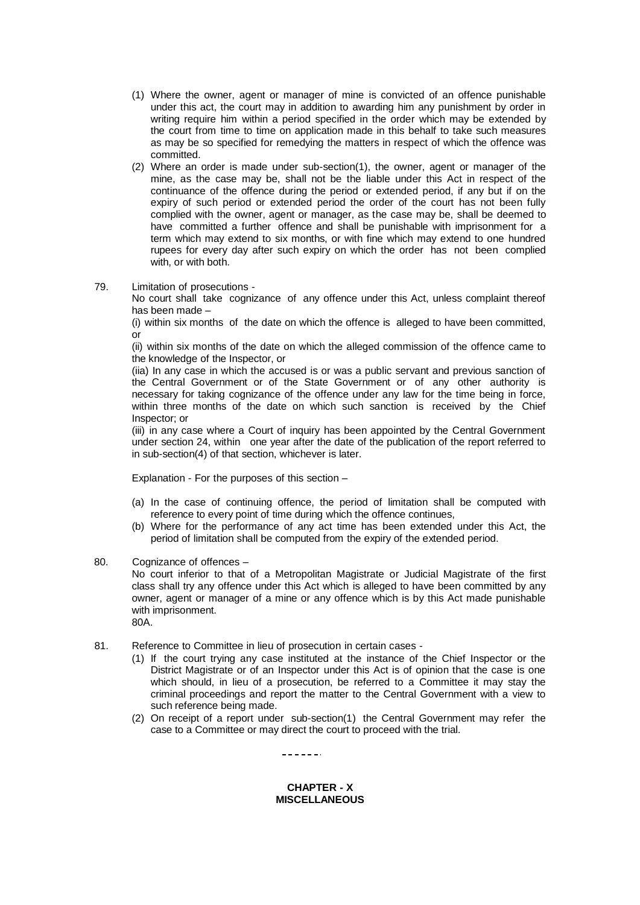(1) Where the owner, agent or manager of mine is convicted of an offence punishable under this act, the court may in addition to awarding him any punishment by order in writing require him within a period specified in the order which may be extended by the court from time to time on application made in this behalf to take such measures as may be so specified for remedying the matters in respect of which the offence was committed.

(2) Where an order is made under sub-section(1), the owner, agent or manager of the mine, as the case may be, shall not be the liable under this Act in respect of the continuance of the offence during the period or extended period, if any but if on the expiry of such period or extended period the order of the court has not been fully complied with the owner, agent or manager, as the case may be, shall be deemed to have committed a further offence and shall be punishable with imprisonment for a term which may extend to six months, or with fine which may extend to one hundred rupees for every day after such expiry on which the order has not been complied with, or with both.

79. Limitation of prosecutions -

No court shall take cognizance of any offence under this Act, unless complaint thereof has been made –

(i) within six months of the date on which the offence is alleged to have been committed, or

(ii) within six months of the date on which the alleged commission of the offence came to the knowledge of the Inspector, or

(iia) In any case in which the accused is or was a public servant and previous sanction of the Central Government or of the State Government or of any other authority is necessary for taking cognizance of the offence under any law for the time being in force, within three months of the date on which such sanction is received by the Chief Inspector; or

(iii) in any case where a Court of inquiry has been appointed by the Central Government under section 24, within one year after the date of the publication of the report referred to in sub-section(4) of that section, whichever is later.

Explanation - For the purposes of this section –

(a) In the case of continuing offence, the period of limitation shall be computed with reference to every point of time during which the offence continues,
(b) Where for the performance of any act time has been extended under this Act, the period of limitation shall be computed from the expiry of the extended period.

80. Cognizance of offences –

No court inferior to that of a Metropolitan Magistrate or Judicial Magistrate of the first class shall try any offence under this Act which is alleged to have been committed by any owner, agent or manager of a mine or any offence which is by this Act made punishable with imprisonment.

80A.

81. Reference to Committee in lieu of prosecution in certain cases -

(1) If the court trying any case instituted at the instance of the Chief Inspector or the District Magistrate or of an Inspector under this Act is of opinion that the case is one which should, in lieu of a prosecution, be referred to a Committee it may stay the criminal proceedings and report the matter to the Central Government with a view to such reference being made.

(2) On receipt of a report under sub-section(1) the Central Government may refer the case to a Committee or may direct the court to proceed with the trial.

------

## CHAPTER - X
## MISCELLANEOUS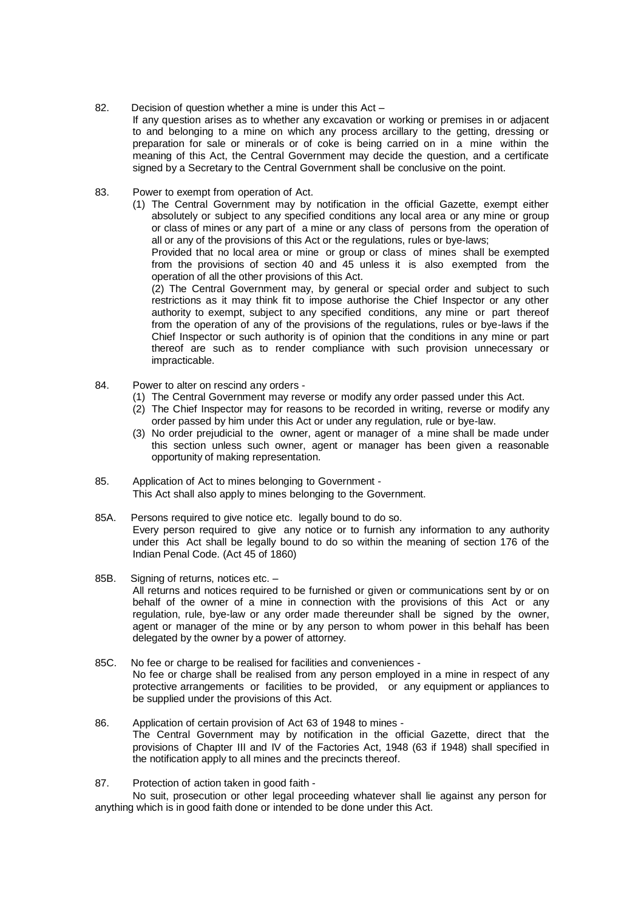82. Decision of question whether a mine is under this Act –

If any question arises as to whether any excavation or working or premises in or adjacent to and belonging to a mine on which any process arcillary to the getting, dressing or preparation for sale or minerals or of coke is being carried on in a mine within the meaning of this Act, the Central Government may decide the question, and a certificate signed by a Secretary to the Central Government shall be conclusive on the point.

83. Power to exempt from operation of Act.

(1) The Central Government may by notification in the official Gazette, exempt either absolutely or subject to any specified conditions any local area or any mine or group or class of mines or any part of a mine or any class of persons from the operation of all or any of the provisions of this Act or the regulations, rules or bye-laws;

Provided that no local area or mine or group or class of mines shall be exempted from the provisions of section 40 and 45 unless it is also exempted from the operation of all the other provisions of this Act.

(2) The Central Government may, by general or special order and subject to such restrictions as it may think fit to impose authorise the Chief Inspector or any other authority to exempt, subject to any specified conditions, any mine or part thereof from the operation of any of the provisions of the regulations, rules or bye-laws if the Chief Inspector or such authority is of opinion that the conditions in any mine or part thereof are such as to render compliance with such provision unnecessary or impracticable.

84. Power to alter on rescind any orders -

(1) The Central Government may reverse or modify any order passed under this Act.
(2) The Chief Inspector may for reasons to be recorded in writing, reverse or modify any order passed by him under this Act or under any regulation, rule or bye-law.
(3) No order prejudicial to the owner, agent or manager of a mine shall be made under this section unless such owner, agent or manager has been given a reasonable opportunity of making representation.

85. Application of Act to mines belonging to Government -

This Act shall also apply to mines belonging to the Government.

85A. Persons required to give notice etc. legally bound to do so.

Every person required to give any notice or to furnish any information to any authority under this Act shall be legally bound to do so within the meaning of section 176 of the Indian Penal Code. (Act 45 of 1860)

85B. Signing of returns, notices etc. –

All returns and notices required to be furnished or given or communications sent by or on behalf of the owner of a mine in connection with the provisions of this Act or any regulation, rule, bye-law or any order made thereunder shall be signed by the owner, agent or manager of the mine or by any person to whom power in this behalf has been delegated by the owner by a power of attorney.

85C. No fee or charge to be realised for facilities and conveniences -

No fee or charge shall be realised from any person employed in a mine in respect of any protective arrangements or facilities to be provided, or any equipment or appliances to be supplied under the provisions of this Act.

86. Application of certain provision of Act 63 of 1948 to mines -

The Central Government may by notification in the official Gazette, direct that the provisions of Chapter III and IV of the Factories Act, 1948 (63 if 1948) shall specified in the notification apply to all mines and the precincts thereof.

87. Protection of action taken in good faith -

No suit, prosecution or other legal proceeding whatever shall lie against any person for anything which is in good faith done or intended to be done under this Act.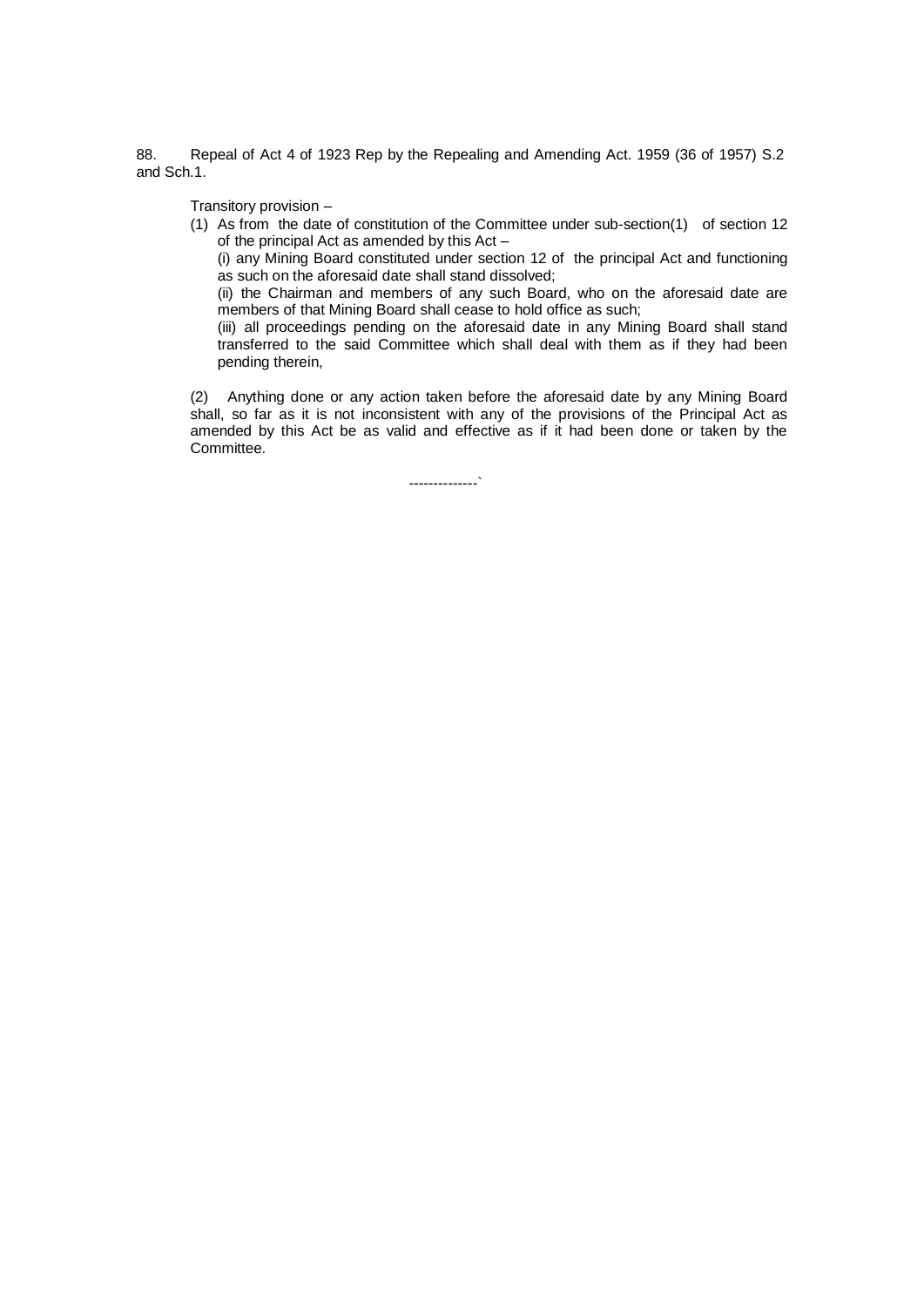88. Repeal of Act 4 of 1923 Rep by the Repealing and Amending Act. 1959 (36 of 1957) S.2 and Sch.1.

Transitory provision –

(1) As from the date of constitution of the Committee under sub-section(1) of section 12 of the principal Act as amended by this Act –

(i) any Mining Board constituted under section 12 of the principal Act and functioning as such on the aforesaid date shall stand dissolved;

(ii) the Chairman and members of any such Board, who on the aforesaid date are members of that Mining Board shall cease to hold office as such;

(iii) all proceedings pending on the aforesaid date in any Mining Board shall stand transferred to the said Committee which shall deal with them as if they had been pending therein,

(2) Anything done or any action taken before the aforesaid date by any Mining Board shall, so far as it is not inconsistent with any of the provisions of the Principal Act as amended by this Act be as valid and effective as if it had been done or taken by the Committee.

--------------`